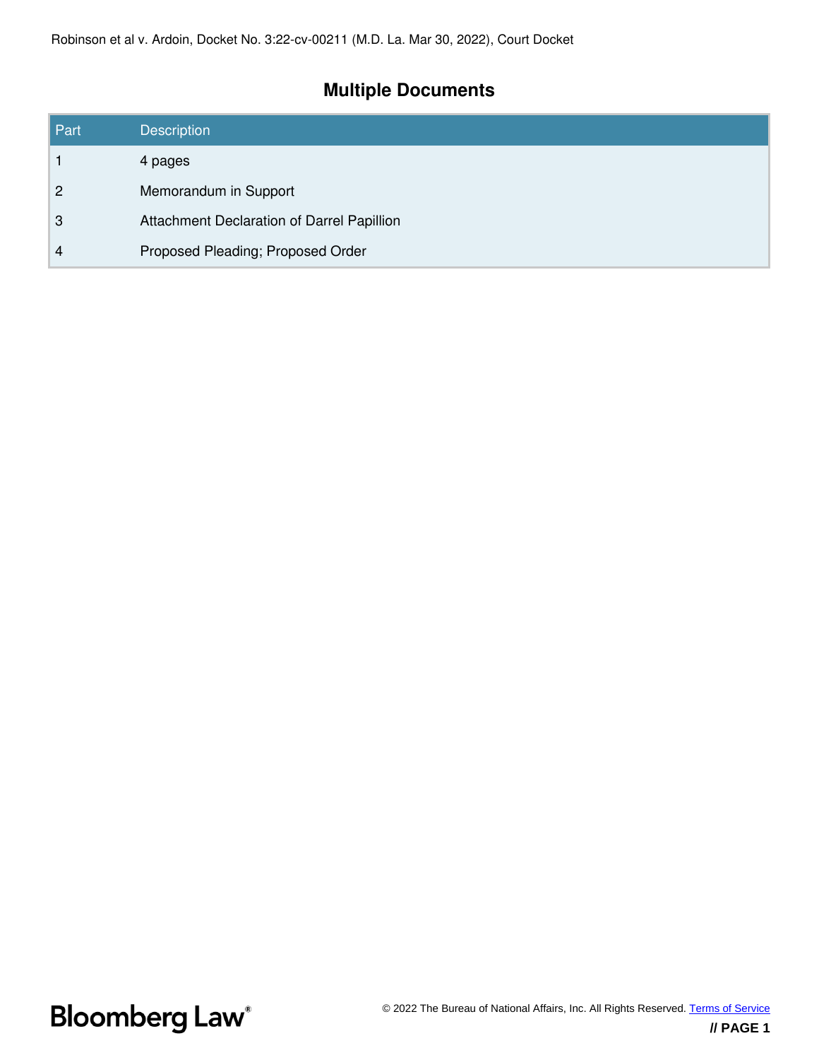Robinson et al v. Ardoin, Docket No. 3:22-cv-00211 (M.D. La. Mar 30, 2022), Court Docket

## Multiple Documents

| Part | Description |
|---|---|
| 1 | 4 pages |
| 2 | Memorandum in Support |
| 3 | Attachment Declaration of Darrel Papillion |
| 4 | Proposed Pleading; Proposed Order |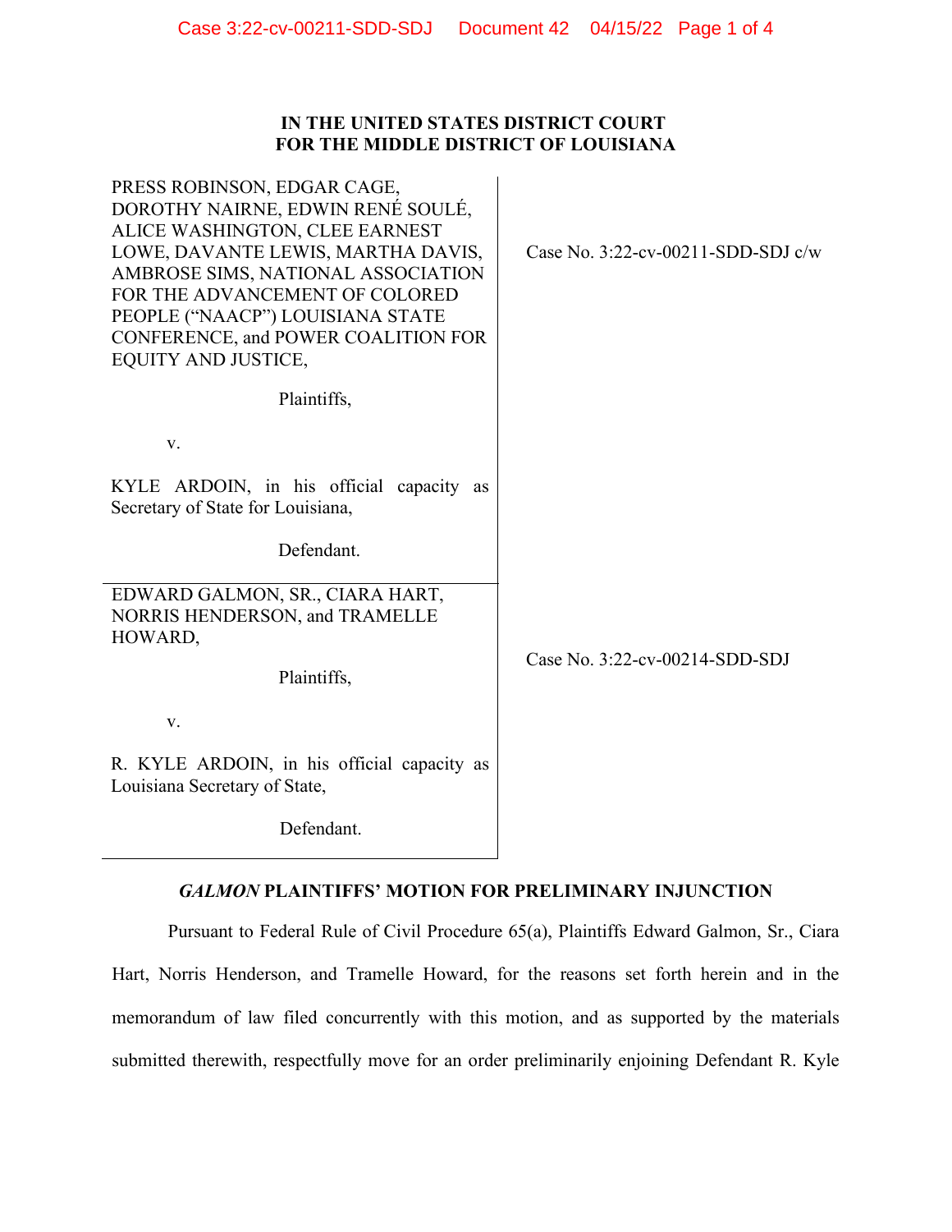**IN THE UNITED STATES DISTRICT COURT**
**FOR THE MIDDLE DISTRICT OF LOUISIANA**

| | |
|---|---|
| PRESS ROBINSON, EDGAR CAGE, DOROTHY NAIRNE, EDWIN RENÉ SOULÉ, ALICE WASHINGTON, CLEE EARNEST LOWE, DAVANTE LEWIS, MARTHA DAVIS, AMBROSE SIMS, NATIONAL ASSOCIATION FOR THE ADVANCEMENT OF COLORED PEOPLE ("NAACP") LOUISIANA STATE CONFERENCE, and POWER COALITION FOR EQUITY AND JUSTICE,<br><br>Plaintiffs,<br><br>v.<br><br>KYLE ARDOIN, in his official capacity as Secretary of State for Louisiana,<br><br>Defendant. | Case No. 3:22-cv-00211-SDD-SDJ c/w |
| EDWARD GALMON, SR., CIARA HART, NORRIS HENDERSON, and TRAMELLE HOWARD,<br><br>Plaintiffs,<br><br>v.<br><br>R. KYLE ARDOIN, in his official capacity as Louisiana Secretary of State,<br><br>Defendant. | Case No. 3:22-cv-00214-SDD-SDJ |

## *GALMON* PLAINTIFFS' MOTION FOR PRELIMINARY INJUNCTION

Pursuant to Federal Rule of Civil Procedure 65(a), Plaintiffs Edward Galmon, Sr., Ciara Hart, Norris Henderson, and Tramelle Howard, for the reasons set forth herein and in the memorandum of law filed concurrently with this motion, and as supported by the materials submitted therewith, respectfully move for an order preliminarily enjoining Defendant R. Kyle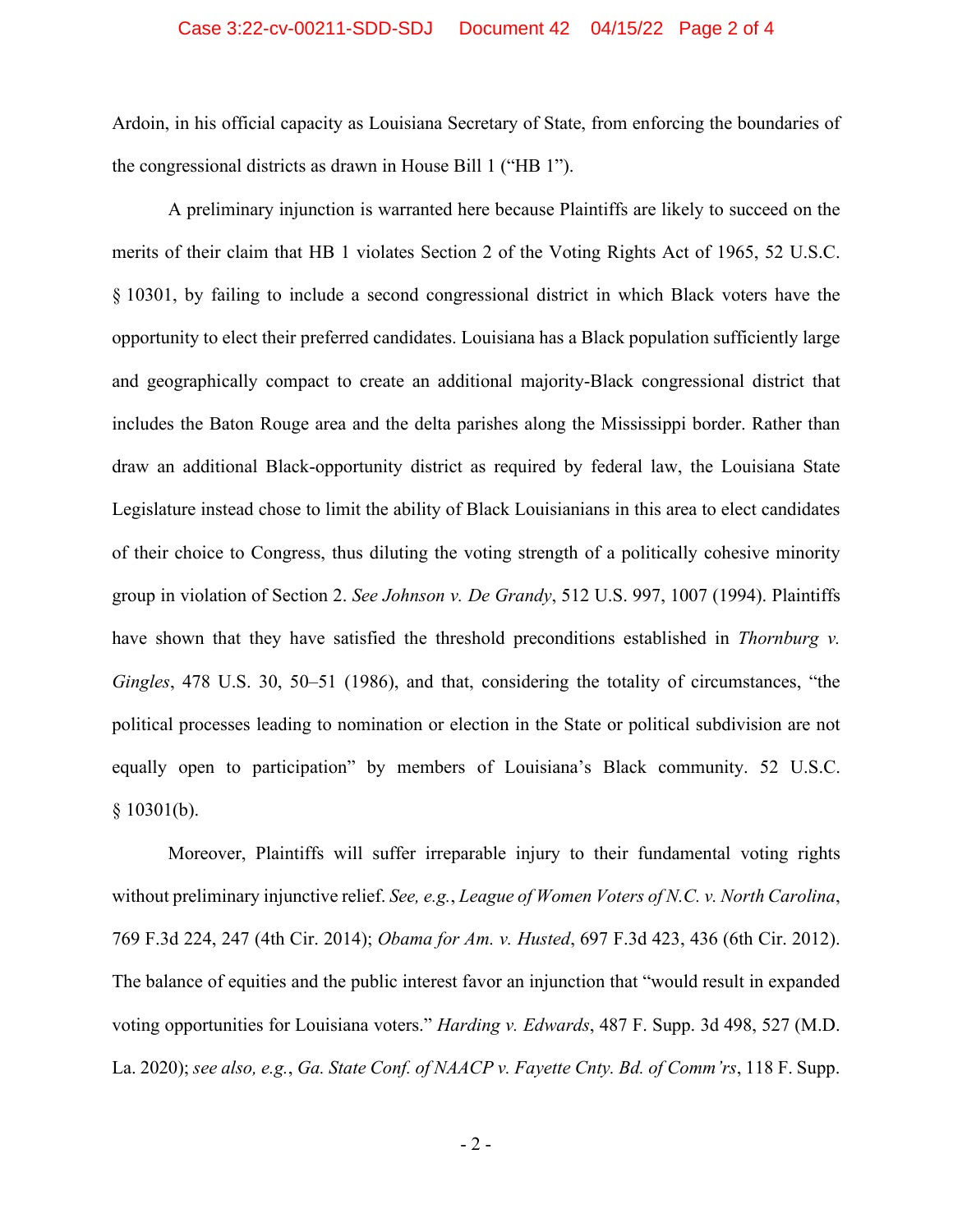Ardoin, in his official capacity as Louisiana Secretary of State, from enforcing the boundaries of the congressional districts as drawn in House Bill 1 ("HB 1").

A preliminary injunction is warranted here because Plaintiffs are likely to succeed on the merits of their claim that HB 1 violates Section 2 of the Voting Rights Act of 1965, 52 U.S.C. § 10301, by failing to include a second congressional district in which Black voters have the opportunity to elect their preferred candidates. Louisiana has a Black population sufficiently large and geographically compact to create an additional majority-Black congressional district that includes the Baton Rouge area and the delta parishes along the Mississippi border. Rather than draw an additional Black-opportunity district as required by federal law, the Louisiana State Legislature instead chose to limit the ability of Black Louisianians in this area to elect candidates of their choice to Congress, thus diluting the voting strength of a politically cohesive minority group in violation of Section 2. *See Johnson v. De Grandy*, 512 U.S. 997, 1007 (1994). Plaintiffs have shown that they have satisfied the threshold preconditions established in *Thornburg v. Gingles*, 478 U.S. 30, 50–51 (1986), and that, considering the totality of circumstances, "the political processes leading to nomination or election in the State or political subdivision are not equally open to participation" by members of Louisiana's Black community. 52 U.S.C. § 10301(b).

Moreover, Plaintiffs will suffer irreparable injury to their fundamental voting rights without preliminary injunctive relief. *See, e.g.*, *League of Women Voters of N.C. v. North Carolina*, 769 F.3d 224, 247 (4th Cir. 2014); *Obama for Am. v. Husted*, 697 F.3d 423, 436 (6th Cir. 2012). The balance of equities and the public interest favor an injunction that "would result in expanded voting opportunities for Louisiana voters." *Harding v. Edwards*, 487 F. Supp. 3d 498, 527 (M.D. La. 2020); *see also, e.g.*, *Ga. State Conf. of NAACP v. Fayette Cnty. Bd. of Comm'rs*, 118 F. Supp.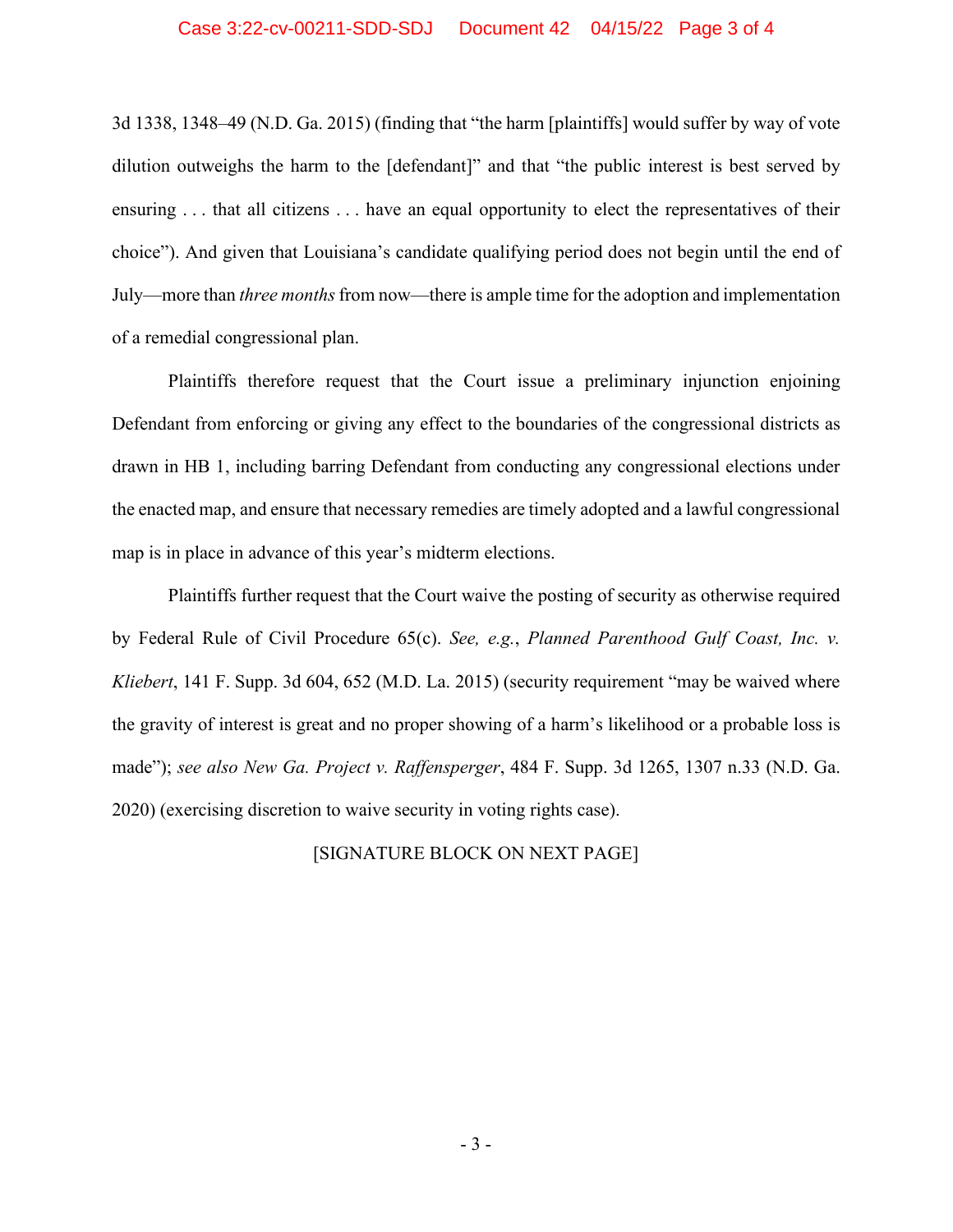3d 1338, 1348–49 (N.D. Ga. 2015) (finding that "the harm [plaintiffs] would suffer by way of vote dilution outweighs the harm to the [defendant]" and that "the public interest is best served by ensuring . . . that all citizens . . . have an equal opportunity to elect the representatives of their choice"). And given that Louisiana's candidate qualifying period does not begin until the end of July—more than *three months* from now—there is ample time for the adoption and implementation of a remedial congressional plan.

Plaintiffs therefore request that the Court issue a preliminary injunction enjoining Defendant from enforcing or giving any effect to the boundaries of the congressional districts as drawn in HB 1, including barring Defendant from conducting any congressional elections under the enacted map, and ensure that necessary remedies are timely adopted and a lawful congressional map is in place in advance of this year's midterm elections.

Plaintiffs further request that the Court waive the posting of security as otherwise required by Federal Rule of Civil Procedure 65(c). *See, e.g.*, *Planned Parenthood Gulf Coast, Inc. v. Kliebert*, 141 F. Supp. 3d 604, 652 (M.D. La. 2015) (security requirement "may be waived where the gravity of interest is great and no proper showing of a harm's likelihood or a probable loss is made"); *see also New Ga. Project v. Raffensperger*, 484 F. Supp. 3d 1265, 1307 n.33 (N.D. Ga. 2020) (exercising discretion to waive security in voting rights case).

[SIGNATURE BLOCK ON NEXT PAGE]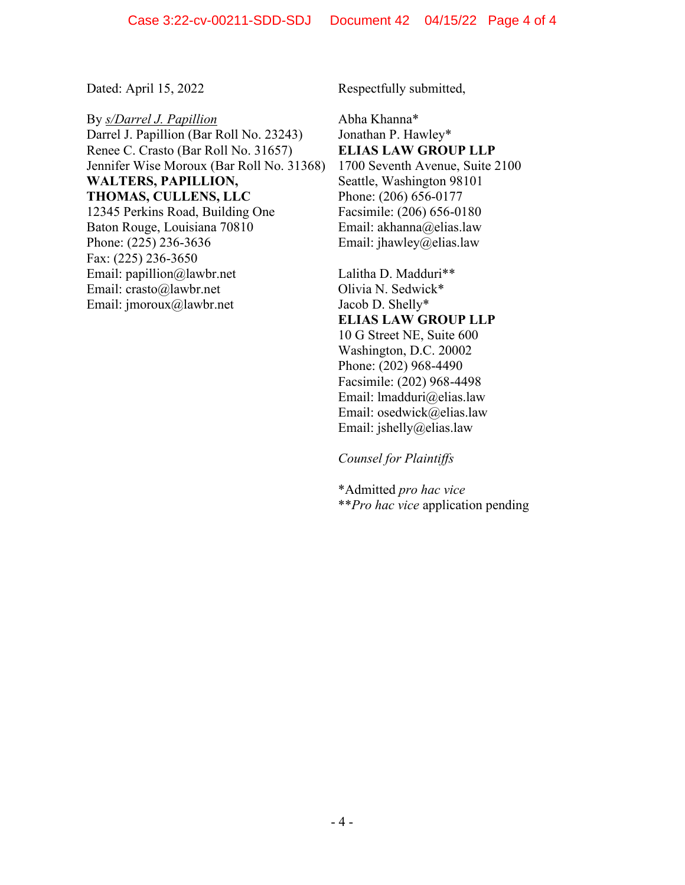Dated: April 15, 2022

Respectfully submitted,

By *s/Darrel J. Papillion*
Darrel J. Papillion (Bar Roll No. 23243)
Renee C. Crasto (Bar Roll No. 31657)
Jennifer Wise Moroux (Bar Roll No. 31368)
**WALTERS, PAPILLION, THOMAS, CULLENS, LLC**
12345 Perkins Road, Building One
Baton Rouge, Louisiana 70810
Phone: (225) 236-3636
Fax: (225) 236-3650
Email: papillion@lawbr.net
Email: crasto@lawbr.net
Email: jmoroux@lawbr.net

Abha Khanna*
Jonathan P. Hawley*
**ELIAS LAW GROUP LLP**
1700 Seventh Avenue, Suite 2100
Seattle, Washington 98101
Phone: (206) 656-0177
Facsimile: (206) 656-0180
Email: akhanna@elias.law
Email: jhawley@elias.law

Lalitha D. Madduri**
Olivia N. Sedwick*
Jacob D. Shelly*
**ELIAS LAW GROUP LLP**
10 G Street NE, Suite 600
Washington, D.C. 20002
Phone: (202) 968-4490
Facsimile: (202) 968-4498
Email: lmadduri@elias.law
Email: osedwick@elias.law
Email: jshelly@elias.law

*Counsel for Plaintiffs*

*Admitted *pro hac vice*
***Pro hac vice* application pending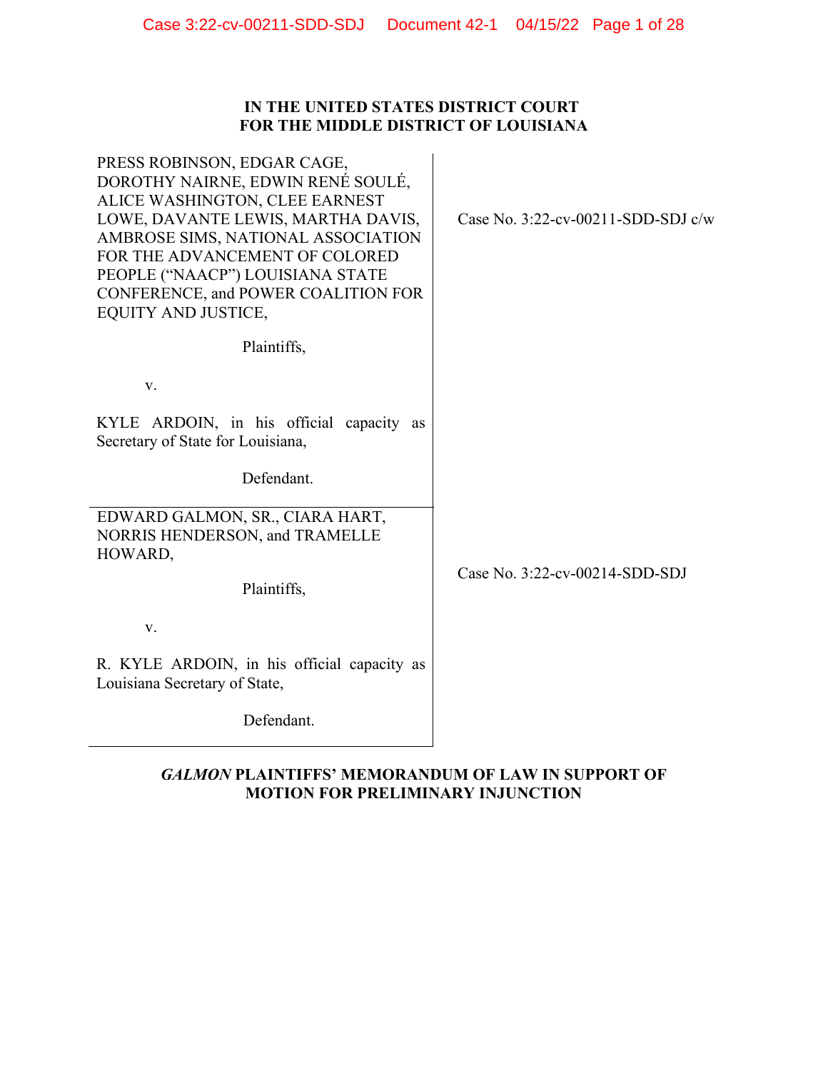**IN THE UNITED STATES DISTRICT COURT**
**FOR THE MIDDLE DISTRICT OF LOUISIANA**

| | |
|---|---|
| PRESS ROBINSON, EDGAR CAGE, DOROTHY NAIRNE, EDWIN RENÉ SOULÉ, ALICE WASHINGTON, CLEE EARNEST LOWE, DAVANTE LEWIS, MARTHA DAVIS, AMBROSE SIMS, NATIONAL ASSOCIATION FOR THE ADVANCEMENT OF COLORED PEOPLE ("NAACP") LOUISIANA STATE CONFERENCE, and POWER COALITION FOR EQUITY AND JUSTICE,<br><br>Plaintiffs,<br><br>v.<br><br>KYLE ARDOIN, in his official capacity as Secretary of State for Louisiana,<br><br>Defendant. | Case No. 3:22-cv-00211-SDD-SDJ c/w |
| EDWARD GALMON, SR., CIARA HART, NORRIS HENDERSON, and TRAMELLE HOWARD,<br><br>Plaintiffs,<br><br>v.<br><br>R. KYLE ARDOIN, in his official capacity as Louisiana Secretary of State,<br><br>Defendant. | Case No. 3:22-cv-00214-SDD-SDJ |

***GALMON* PLAINTIFFS' MEMORANDUM OF LAW IN SUPPORT OF MOTION FOR PRELIMINARY INJUNCTION**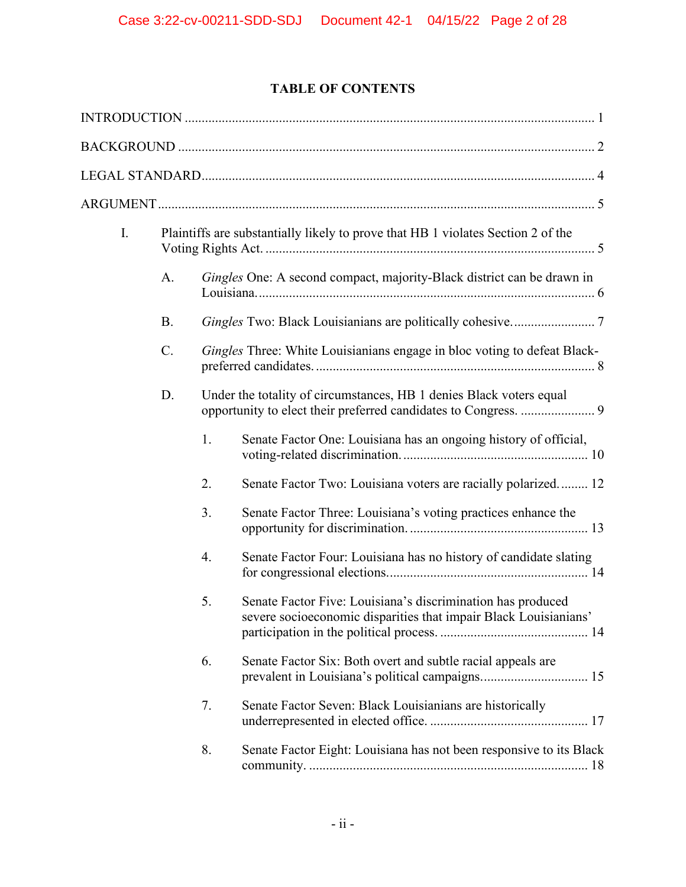## TABLE OF CONTENTS

INTRODUCTION ........................................................................................................................ 1

BACKGROUND ......................................................................................................................... 2

LEGAL STANDARD ................................................................................................................... 4

ARGUMENT ............................................................................................................................... 5

- I. Plaintiffs are substantially likely to prove that HB 1 violates Section 2 of the Voting Rights Act. ............................................................................................. 5
  - A. *Gingles* One: A second compact, majority-Black district can be drawn in Louisiana. ............................................................................................. 6
  - B. *Gingles* Two: Black Louisianians are politically cohesive. ........................ 7
  - C. *Gingles* Three: White Louisianians engage in bloc voting to defeat Black-preferred candidates. ............................................................................ 8
  - D. Under the totality of circumstances, HB 1 denies Black voters equal opportunity to elect their preferred candidates to Congress. ...................... 9
    - 1. Senate Factor One: Louisiana has an ongoing history of official, voting-related discrimination. ...................................................... 10
    - 2. Senate Factor Two: Louisiana voters are racially polarized. ........ 12
    - 3. Senate Factor Three: Louisiana's voting practices enhance the opportunity for discrimination. .................................................... 13
    - 4. Senate Factor Four: Louisiana has no history of candidate slating for congressional elections. ........................................................... 14
    - 5. Senate Factor Five: Louisiana's discrimination has produced severe socioeconomic disparities that impair Black Louisianians' participation in the political process. ........................................... 14
    - 6. Senate Factor Six: Both overt and subtle racial appeals are prevalent in Louisiana's political campaigns. ............................... 15
    - 7. Senate Factor Seven: Black Louisianians are historically underrepresented in elected office. ............................................... 17
    - 8. Senate Factor Eight: Louisiana has not been responsive to its Black community. .................................................................................. 18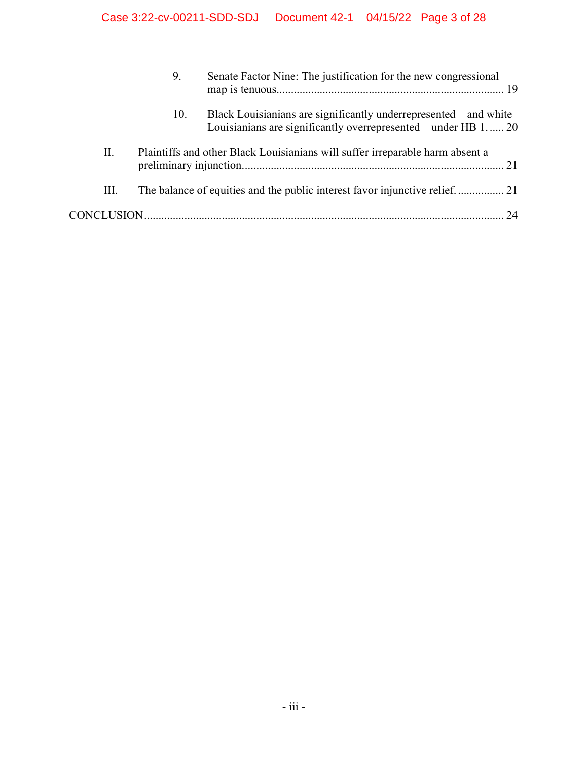9. Senate Factor Nine: The justification for the new congressional map is tenuous............................................................................... 19

10. Black Louisianians are significantly underrepresented—and white Louisianians are significantly overrepresented—under HB 1. ..... 20

II. Plaintiffs and other Black Louisianians will suffer irreparable harm absent a preliminary injunction.......................................................................................... 21

III. The balance of equities and the public interest favor injunctive relief. ................ 21

CONCLUSION............................................................................................................................ 24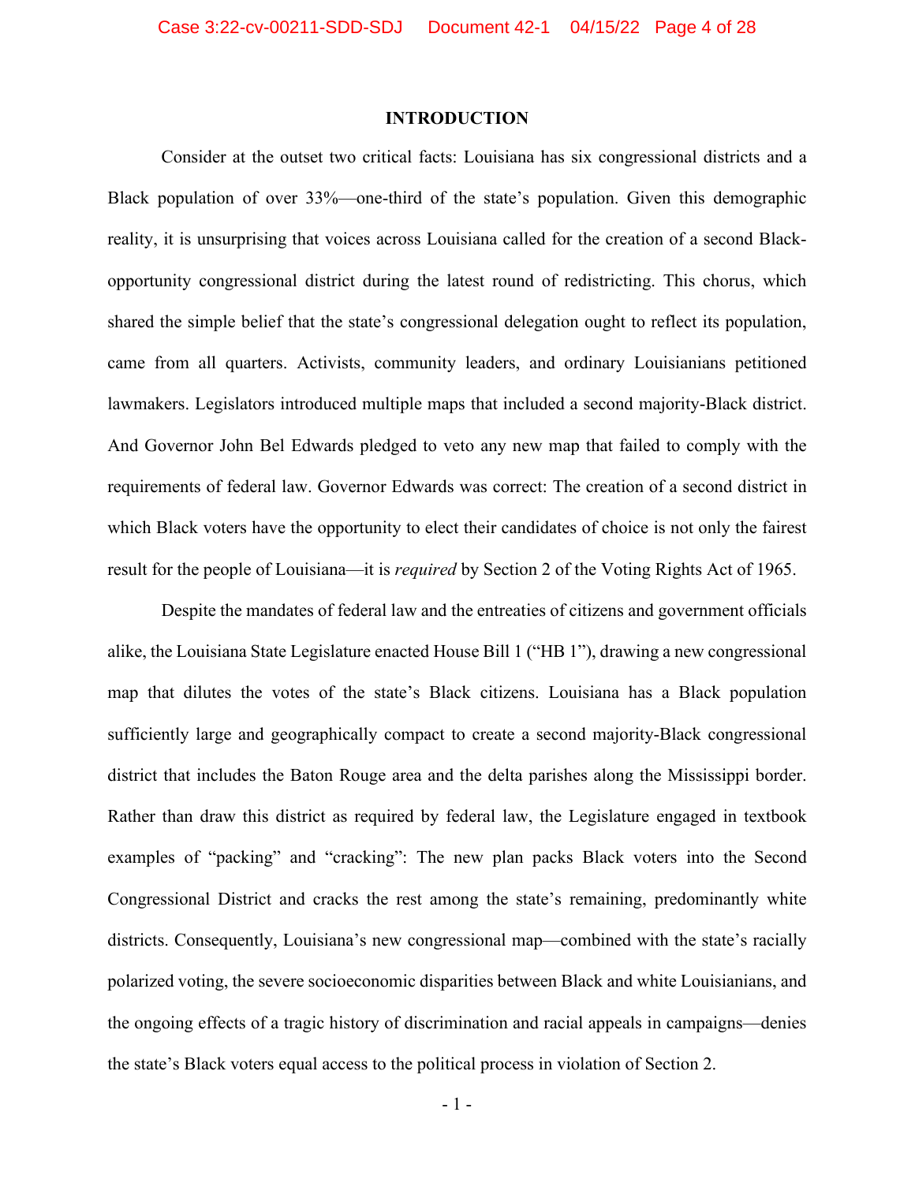## INTRODUCTION

Consider at the outset two critical facts: Louisiana has six congressional districts and a Black population of over 33%—one-third of the state's population. Given this demographic reality, it is unsurprising that voices across Louisiana called for the creation of a second Black-opportunity congressional district during the latest round of redistricting. This chorus, which shared the simple belief that the state's congressional delegation ought to reflect its population, came from all quarters. Activists, community leaders, and ordinary Louisianians petitioned lawmakers. Legislators introduced multiple maps that included a second majority-Black district. And Governor John Bel Edwards pledged to veto any new map that failed to comply with the requirements of federal law. Governor Edwards was correct: The creation of a second district in which Black voters have the opportunity to elect their candidates of choice is not only the fairest result for the people of Louisiana—it is *required* by Section 2 of the Voting Rights Act of 1965.

Despite the mandates of federal law and the entreaties of citizens and government officials alike, the Louisiana State Legislature enacted House Bill 1 ("HB 1"), drawing a new congressional map that dilutes the votes of the state's Black citizens. Louisiana has a Black population sufficiently large and geographically compact to create a second majority-Black congressional district that includes the Baton Rouge area and the delta parishes along the Mississippi border. Rather than draw this district as required by federal law, the Legislature engaged in textbook examples of "packing" and "cracking": The new plan packs Black voters into the Second Congressional District and cracks the rest among the state's remaining, predominantly white districts. Consequently, Louisiana's new congressional map—combined with the state's racially polarized voting, the severe socioeconomic disparities between Black and white Louisianians, and the ongoing effects of a tragic history of discrimination and racial appeals in campaigns—denies the state's Black voters equal access to the political process in violation of Section 2.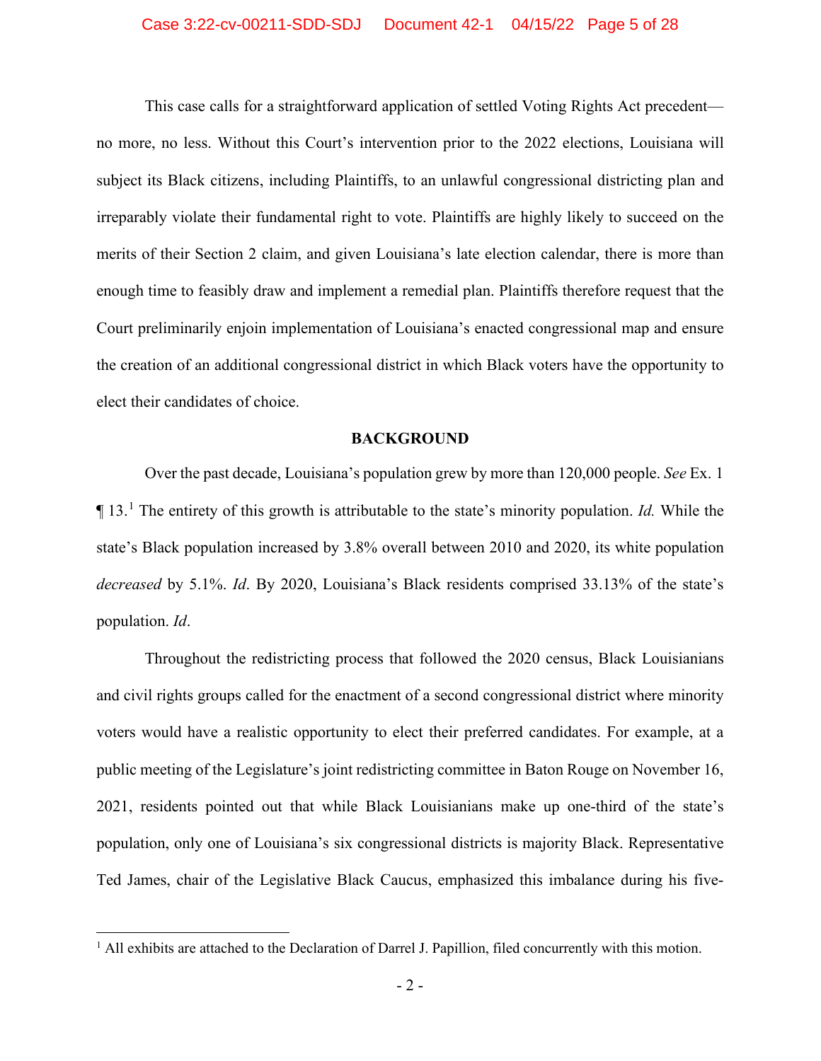This case calls for a straightforward application of settled Voting Rights Act precedent—no more, no less. Without this Court's intervention prior to the 2022 elections, Louisiana will subject its Black citizens, including Plaintiffs, to an unlawful congressional districting plan and irreparably violate their fundamental right to vote. Plaintiffs are highly likely to succeed on the merits of their Section 2 claim, and given Louisiana's late election calendar, there is more than enough time to feasibly draw and implement a remedial plan. Plaintiffs therefore request that the Court preliminarily enjoin implementation of Louisiana's enacted congressional map and ensure the creation of an additional congressional district in which Black voters have the opportunity to elect their candidates of choice.

## BACKGROUND

Over the past decade, Louisiana's population grew by more than 120,000 people. *See* Ex. 1 ¶ 13.[1] The entirety of this growth is attributable to the state's minority population. *Id.* While the state's Black population increased by 3.8% overall between 2010 and 2020, its white population *decreased* by 5.1%. *Id*. By 2020, Louisiana's Black residents comprised 33.13% of the state's population. *Id*.

Throughout the redistricting process that followed the 2020 census, Black Louisianians and civil rights groups called for the enactment of a second congressional district where minority voters would have a realistic opportunity to elect their preferred candidates. For example, at a public meeting of the Legislature's joint redistricting committee in Baton Rouge on November 16, 2021, residents pointed out that while Black Louisianians make up one-third of the state's population, only one of Louisiana's six congressional districts is majority Black. Representative Ted James, chair of the Legislative Black Caucus, emphasized this imbalance during his five-

[1] All exhibits are attached to the Declaration of Darrel J. Papillion, filed concurrently with this motion.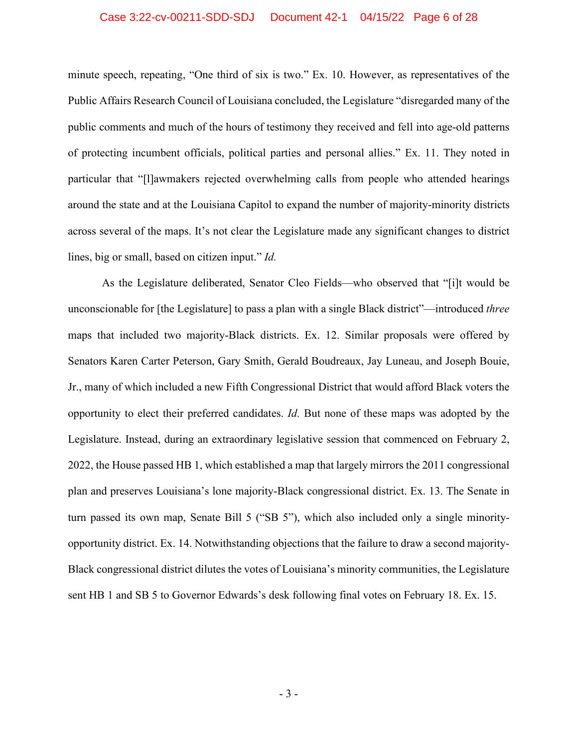minute speech, repeating, "One third of six is two." Ex. 10. However, as representatives of the Public Affairs Research Council of Louisiana concluded, the Legislature "disregarded many of the public comments and much of the hours of testimony they received and fell into age-old patterns of protecting incumbent officials, political parties and personal allies." Ex. 11. They noted in particular that "[l]awmakers rejected overwhelming calls from people who attended hearings around the state and at the Louisiana Capitol to expand the number of majority-minority districts across several of the maps. It's not clear the Legislature made any significant changes to district lines, big or small, based on citizen input." *Id.*

As the Legislature deliberated, Senator Cleo Fields—who observed that "[i]t would be unconscionable for [the Legislature] to pass a plan with a single Black district"—introduced *three* maps that included two majority-Black districts. Ex. 12. Similar proposals were offered by Senators Karen Carter Peterson, Gary Smith, Gerald Boudreaux, Jay Luneau, and Joseph Bouie, Jr., many of which included a new Fifth Congressional District that would afford Black voters the opportunity to elect their preferred candidates. *Id.* But none of these maps was adopted by the Legislature. Instead, during an extraordinary legislative session that commenced on February 2, 2022, the House passed HB 1, which established a map that largely mirrors the 2011 congressional plan and preserves Louisiana's lone majority-Black congressional district. Ex. 13. The Senate in turn passed its own map, Senate Bill 5 ("SB 5"), which also included only a single minority-opportunity district. Ex. 14. Notwithstanding objections that the failure to draw a second majority-Black congressional district dilutes the votes of Louisiana's minority communities, the Legislature sent HB 1 and SB 5 to Governor Edwards's desk following final votes on February 18. Ex. 15.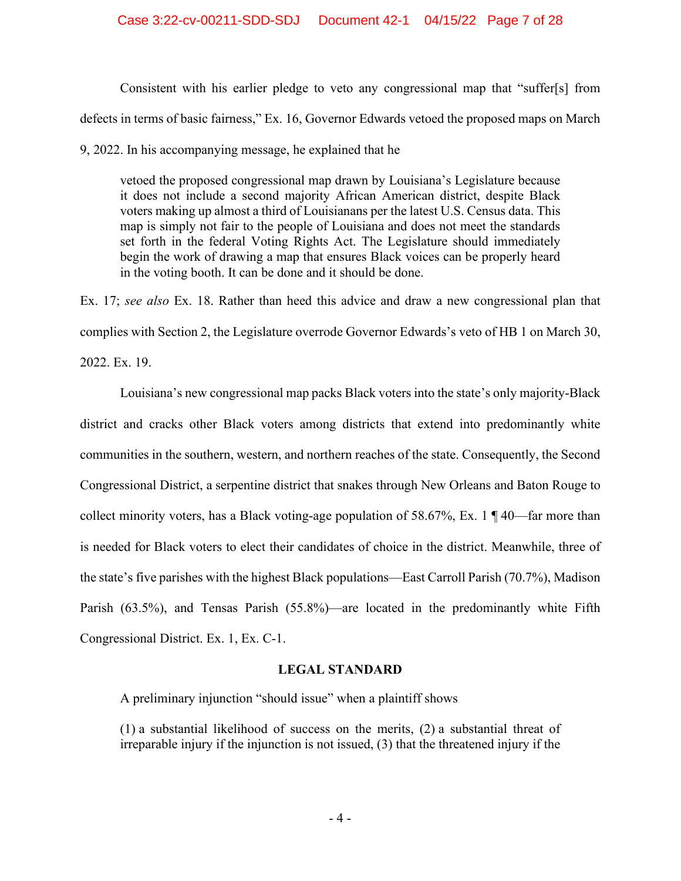Consistent with his earlier pledge to veto any congressional map that "suffer[s] from defects in terms of basic fairness," Ex. 16, Governor Edwards vetoed the proposed maps on March 9, 2022. In his accompanying message, he explained that he

> vetoed the proposed congressional map drawn by Louisiana's Legislature because it does not include a second majority African American district, despite Black voters making up almost a third of Louisianans per the latest U.S. Census data. This map is simply not fair to the people of Louisiana and does not meet the standards set forth in the federal Voting Rights Act. The Legislature should immediately begin the work of drawing a map that ensures Black voices can be properly heard in the voting booth. It can be done and it should be done.

Ex. 17; *see also* Ex. 18. Rather than heed this advice and draw a new congressional plan that complies with Section 2, the Legislature overrode Governor Edwards's veto of HB 1 on March 30, 2022. Ex. 19.

Louisiana's new congressional map packs Black voters into the state's only majority-Black district and cracks other Black voters among districts that extend into predominantly white communities in the southern, western, and northern reaches of the state. Consequently, the Second Congressional District, a serpentine district that snakes through New Orleans and Baton Rouge to collect minority voters, has a Black voting-age population of 58.67%, Ex. 1 ¶ 40—far more than is needed for Black voters to elect their candidates of choice in the district. Meanwhile, three of the state's five parishes with the highest Black populations—East Carroll Parish (70.7%), Madison Parish (63.5%), and Tensas Parish (55.8%)—are located in the predominantly white Fifth Congressional District. Ex. 1, Ex. C-1.

## LEGAL STANDARD

A preliminary injunction "should issue" when a plaintiff shows

> (1) a substantial likelihood of success on the merits, (2) a substantial threat of irreparable injury if the injunction is not issued, (3) that the threatened injury if the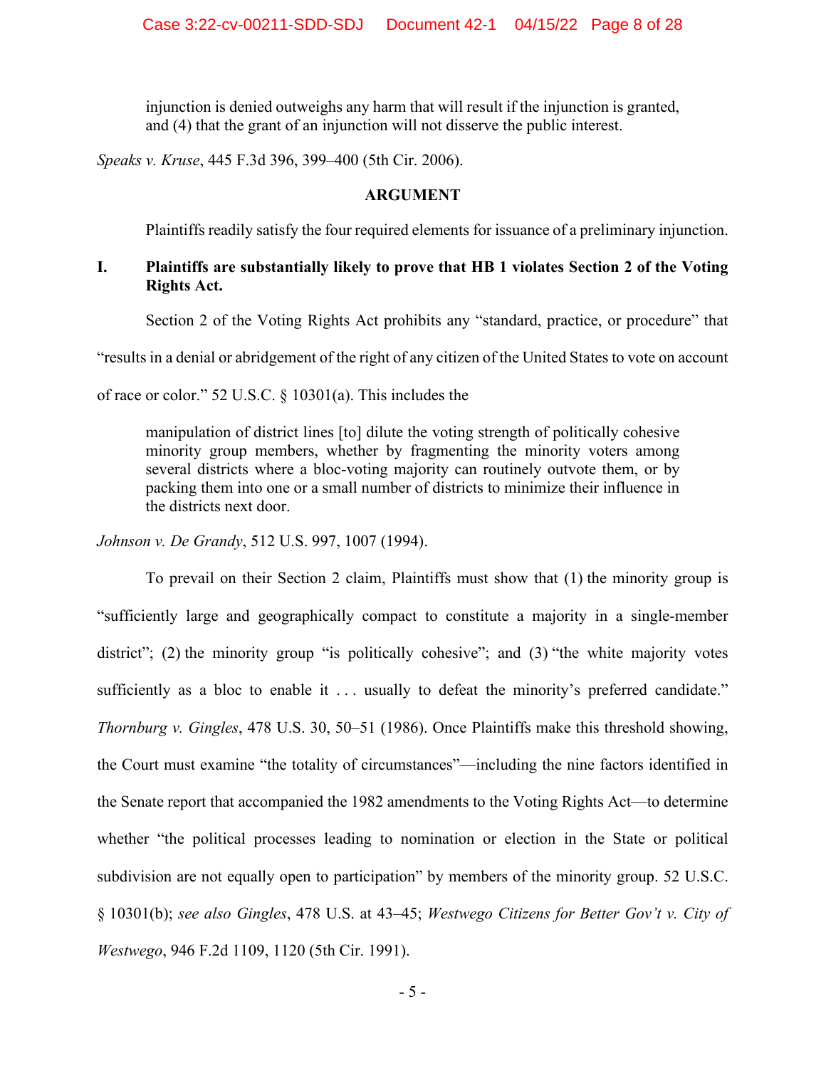> injunction is denied outweighs any harm that will result if the injunction is granted, and (4) that the grant of an injunction will not disserve the public interest.

*Speaks v. Kruse*, 445 F.3d 396, 399–400 (5th Cir. 2006).

## ARGUMENT

Plaintiffs readily satisfy the four required elements for issuance of a preliminary injunction.

### I. Plaintiffs are substantially likely to prove that HB 1 violates Section 2 of the Voting Rights Act.

Section 2 of the Voting Rights Act prohibits any "standard, practice, or procedure" that "results in a denial or abridgement of the right of any citizen of the United States to vote on account of race or color." 52 U.S.C. § 10301(a). This includes the

> manipulation of district lines [to] dilute the voting strength of politically cohesive minority group members, whether by fragmenting the minority voters among several districts where a bloc-voting majority can routinely outvote them, or by packing them into one or a small number of districts to minimize their influence in the districts next door.

*Johnson v. De Grandy*, 512 U.S. 997, 1007 (1994).

To prevail on their Section 2 claim, Plaintiffs must show that (1) the minority group is "sufficiently large and geographically compact to constitute a majority in a single-member district"; (2) the minority group "is politically cohesive"; and (3) "the white majority votes sufficiently as a bloc to enable it . . . usually to defeat the minority's preferred candidate." *Thornburg v. Gingles*, 478 U.S. 30, 50–51 (1986). Once Plaintiffs make this threshold showing, the Court must examine "the totality of circumstances"—including the nine factors identified in the Senate report that accompanied the 1982 amendments to the Voting Rights Act—to determine whether "the political processes leading to nomination or election in the State or political subdivision are not equally open to participation" by members of the minority group. 52 U.S.C. § 10301(b); *see also Gingles*, 478 U.S. at 43–45; *Westwego Citizens for Better Gov't v. City of Westwego*, 946 F.2d 1109, 1120 (5th Cir. 1991).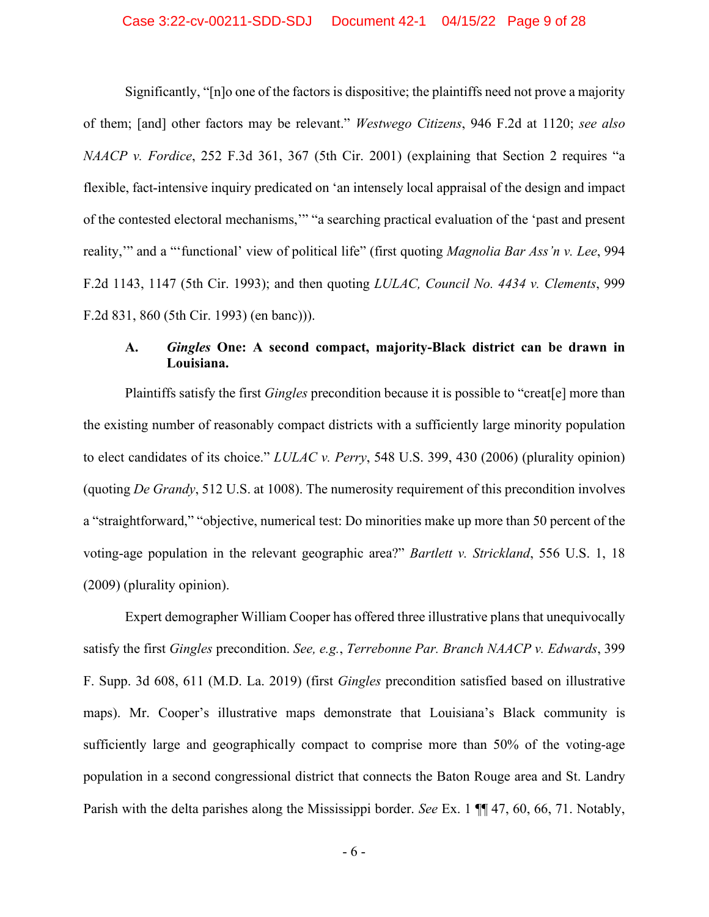Significantly, "[n]o one of the factors is dispositive; the plaintiffs need not prove a majority of them; [and] other factors may be relevant." *Westwego Citizens*, 946 F.2d at 1120; *see also NAACP v. Fordice*, 252 F.3d 361, 367 (5th Cir. 2001) (explaining that Section 2 requires "a flexible, fact-intensive inquiry predicated on 'an intensely local appraisal of the design and impact of the contested electoral mechanisms,'" "a searching practical evaluation of the 'past and present reality,'" and a "'functional' view of political life" (first quoting *Magnolia Bar Ass'n v. Lee*, 994 F.2d 1143, 1147 (5th Cir. 1993); and then quoting *LULAC, Council No. 4434 v. Clements*, 999 F.2d 831, 860 (5th Cir. 1993) (en banc))).

### A. *Gingles* One: A second compact, majority-Black district can be drawn in Louisiana.

Plaintiffs satisfy the first *Gingles* precondition because it is possible to "creat[e] more than the existing number of reasonably compact districts with a sufficiently large minority population to elect candidates of its choice." *LULAC v. Perry*, 548 U.S. 399, 430 (2006) (plurality opinion) (quoting *De Grandy*, 512 U.S. at 1008). The numerosity requirement of this precondition involves a "straightforward," "objective, numerical test: Do minorities make up more than 50 percent of the voting-age population in the relevant geographic area?" *Bartlett v. Strickland*, 556 U.S. 1, 18 (2009) (plurality opinion).

Expert demographer William Cooper has offered three illustrative plans that unequivocally satisfy the first *Gingles* precondition. *See, e.g.*, *Terrebonne Par. Branch NAACP v. Edwards*, 399 F. Supp. 3d 608, 611 (M.D. La. 2019) (first *Gingles* precondition satisfied based on illustrative maps). Mr. Cooper's illustrative maps demonstrate that Louisiana's Black community is sufficiently large and geographically compact to comprise more than 50% of the voting-age population in a second congressional district that connects the Baton Rouge area and St. Landry Parish with the delta parishes along the Mississippi border. *See* Ex. 1 ¶¶ 47, 60, 66, 71. Notably,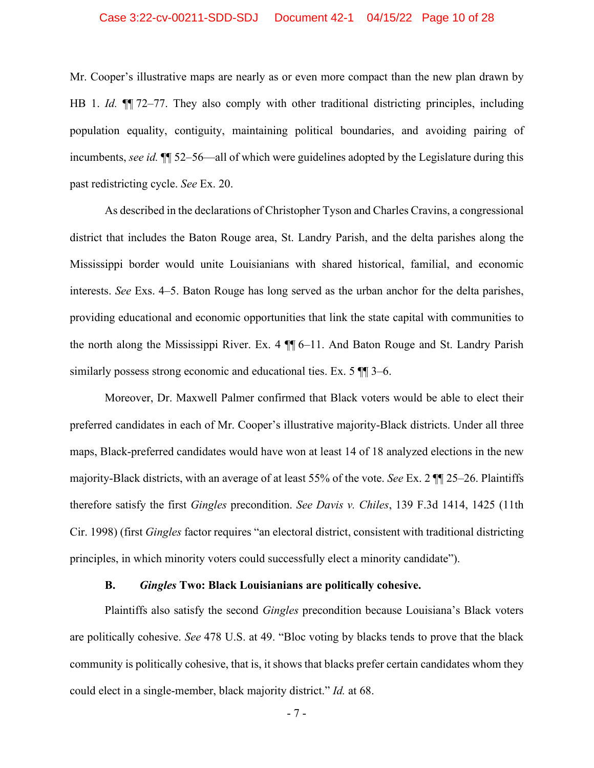Mr. Cooper's illustrative maps are nearly as or even more compact than the new plan drawn by HB 1. *Id.* ¶¶ 72–77. They also comply with other traditional districting principles, including population equality, contiguity, maintaining political boundaries, and avoiding pairing of incumbents, *see id.* ¶¶ 52–56—all of which were guidelines adopted by the Legislature during this past redistricting cycle. *See* Ex. 20.

As described in the declarations of Christopher Tyson and Charles Cravins, a congressional district that includes the Baton Rouge area, St. Landry Parish, and the delta parishes along the Mississippi border would unite Louisianians with shared historical, familial, and economic interests. *See* Exs. 4–5. Baton Rouge has long served as the urban anchor for the delta parishes, providing educational and economic opportunities that link the state capital with communities to the north along the Mississippi River. Ex. 4 ¶¶ 6–11. And Baton Rouge and St. Landry Parish similarly possess strong economic and educational ties. Ex. 5 ¶¶ 3–6.

Moreover, Dr. Maxwell Palmer confirmed that Black voters would be able to elect their preferred candidates in each of Mr. Cooper's illustrative majority-Black districts. Under all three maps, Black-preferred candidates would have won at least 14 of 18 analyzed elections in the new majority-Black districts, with an average of at least 55% of the vote. *See* Ex. 2 ¶¶ 25–26. Plaintiffs therefore satisfy the first *Gingles* precondition. *See Davis v. Chiles*, 139 F.3d 1414, 1425 (11th Cir. 1998) (first *Gingles* factor requires "an electoral district, consistent with traditional districting principles, in which minority voters could successfully elect a minority candidate").

### B. *Gingles* Two: Black Louisianians are politically cohesive.

Plaintiffs also satisfy the second *Gingles* precondition because Louisiana's Black voters are politically cohesive. *See* 478 U.S. at 49. "Bloc voting by blacks tends to prove that the black community is politically cohesive, that is, it shows that blacks prefer certain candidates whom they could elect in a single-member, black majority district." *Id.* at 68.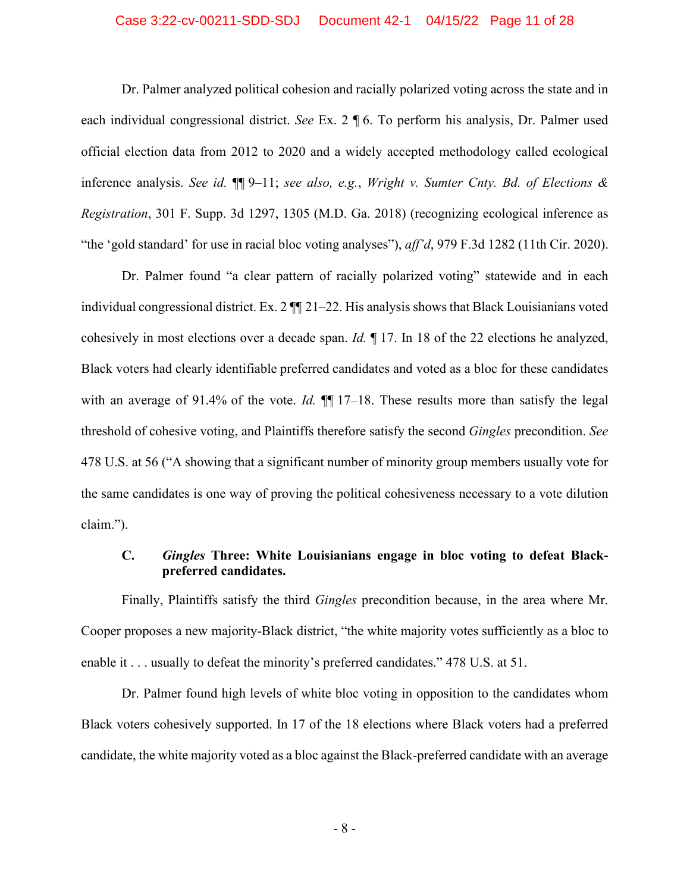Dr. Palmer analyzed political cohesion and racially polarized voting across the state and in each individual congressional district. *See* Ex. 2 ¶ 6. To perform his analysis, Dr. Palmer used official election data from 2012 to 2020 and a widely accepted methodology called ecological inference analysis. *See id.* ¶¶ 9–11; *see also, e.g.*, *Wright v. Sumter Cnty. Bd. of Elections & Registration*, 301 F. Supp. 3d 1297, 1305 (M.D. Ga. 2018) (recognizing ecological inference as "the 'gold standard' for use in racial bloc voting analyses"), *aff'd*, 979 F.3d 1282 (11th Cir. 2020).

Dr. Palmer found "a clear pattern of racially polarized voting" statewide and in each individual congressional district. Ex. 2 ¶¶ 21–22. His analysis shows that Black Louisianians voted cohesively in most elections over a decade span. *Id.* ¶ 17. In 18 of the 22 elections he analyzed, Black voters had clearly identifiable preferred candidates and voted as a bloc for these candidates with an average of 91.4% of the vote. *Id.* ¶¶ 17–18. These results more than satisfy the legal threshold of cohesive voting, and Plaintiffs therefore satisfy the second *Gingles* precondition. *See* 478 U.S. at 56 ("A showing that a significant number of minority group members usually vote for the same candidates is one way of proving the political cohesiveness necessary to a vote dilution claim.").

### C. *Gingles* Three: White Louisianians engage in bloc voting to defeat Black-preferred candidates.

Finally, Plaintiffs satisfy the third *Gingles* precondition because, in the area where Mr. Cooper proposes a new majority-Black district, "the white majority votes sufficiently as a bloc to enable it . . . usually to defeat the minority's preferred candidates." 478 U.S. at 51.

Dr. Palmer found high levels of white bloc voting in opposition to the candidates whom Black voters cohesively supported. In 17 of the 18 elections where Black voters had a preferred candidate, the white majority voted as a bloc against the Black-preferred candidate with an average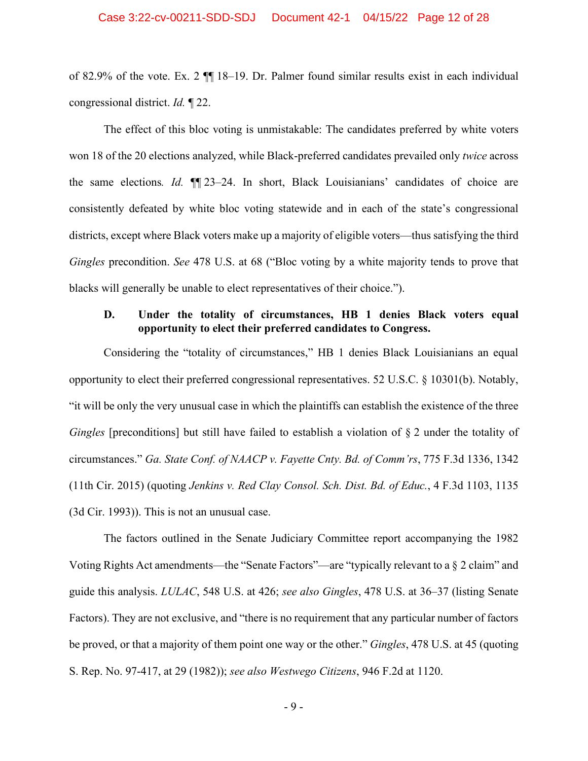of 82.9% of the vote. Ex. 2 ¶¶ 18–19. Dr. Palmer found similar results exist in each individual congressional district. *Id.* ¶ 22.

The effect of this bloc voting is unmistakable: The candidates preferred by white voters won 18 of the 20 elections analyzed, while Black-preferred candidates prevailed only *twice* across the same elections*.* *Id.* ¶¶ 23–24. In short, Black Louisianians' candidates of choice are consistently defeated by white bloc voting statewide and in each of the state's congressional districts, except where Black voters make up a majority of eligible voters—thus satisfying the third *Gingles* precondition. *See* 478 U.S. at 68 ("Bloc voting by a white majority tends to prove that blacks will generally be unable to elect representatives of their choice.").

### D. Under the totality of circumstances, HB 1 denies Black voters equal opportunity to elect their preferred candidates to Congress.

Considering the "totality of circumstances," HB 1 denies Black Louisianians an equal opportunity to elect their preferred congressional representatives. 52 U.S.C. § 10301(b). Notably, "it will be only the very unusual case in which the plaintiffs can establish the existence of the three *Gingles* [preconditions] but still have failed to establish a violation of § 2 under the totality of circumstances." *Ga. State Conf. of NAACP v. Fayette Cnty. Bd. of Comm'rs*, 775 F.3d 1336, 1342 (11th Cir. 2015) (quoting *Jenkins v. Red Clay Consol. Sch. Dist. Bd. of Educ.*, 4 F.3d 1103, 1135 (3d Cir. 1993)). This is not an unusual case.

The factors outlined in the Senate Judiciary Committee report accompanying the 1982 Voting Rights Act amendments—the "Senate Factors"—are "typically relevant to a § 2 claim" and guide this analysis. *LULAC*, 548 U.S. at 426; *see also Gingles*, 478 U.S. at 36–37 (listing Senate Factors). They are not exclusive, and "there is no requirement that any particular number of factors be proved, or that a majority of them point one way or the other." *Gingles*, 478 U.S. at 45 (quoting S. Rep. No. 97-417, at 29 (1982)); *see also Westwego Citizens*, 946 F.2d at 1120.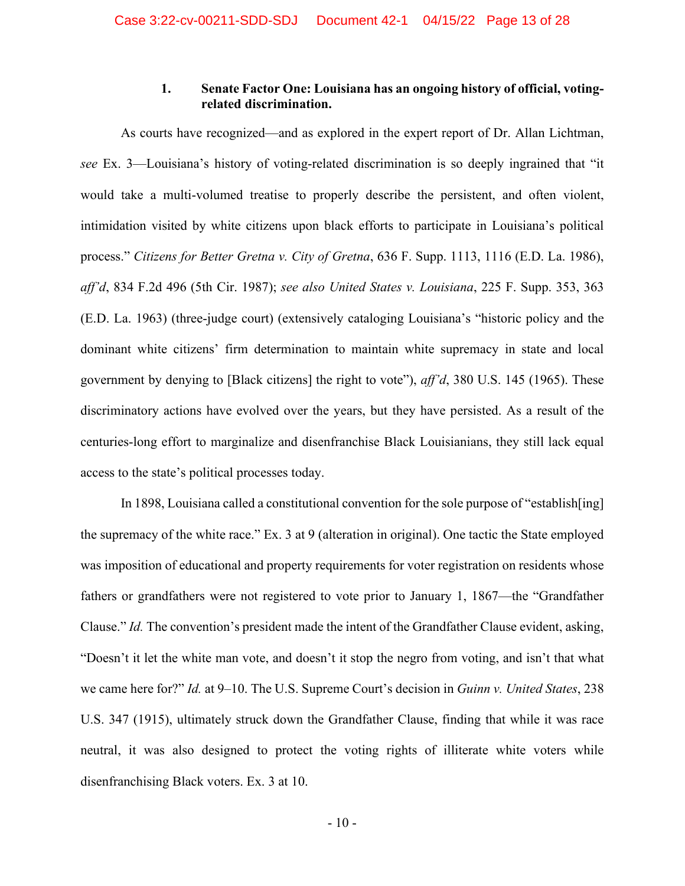### 1. Senate Factor One: Louisiana has an ongoing history of official, voting-related discrimination.

As courts have recognized—and as explored in the expert report of Dr. Allan Lichtman, *see* Ex. 3—Louisiana's history of voting-related discrimination is so deeply ingrained that "it would take a multi-volumed treatise to properly describe the persistent, and often violent, intimidation visited by white citizens upon black efforts to participate in Louisiana's political process." *Citizens for Better Gretna v. City of Gretna*, 636 F. Supp. 1113, 1116 (E.D. La. 1986), *aff'd*, 834 F.2d 496 (5th Cir. 1987); *see also United States v. Louisiana*, 225 F. Supp. 353, 363 (E.D. La. 1963) (three-judge court) (extensively cataloging Louisiana's "historic policy and the dominant white citizens' firm determination to maintain white supremacy in state and local government by denying to [Black citizens] the right to vote"), *aff'd*, 380 U.S. 145 (1965). These discriminatory actions have evolved over the years, but they have persisted. As a result of the centuries-long effort to marginalize and disenfranchise Black Louisianians, they still lack equal access to the state's political processes today.

In 1898, Louisiana called a constitutional convention for the sole purpose of "establish[ing] the supremacy of the white race." Ex. 3 at 9 (alteration in original). One tactic the State employed was imposition of educational and property requirements for voter registration on residents whose fathers or grandfathers were not registered to vote prior to January 1, 1867—the "Grandfather Clause." *Id.* The convention's president made the intent of the Grandfather Clause evident, asking, "Doesn't it let the white man vote, and doesn't it stop the negro from voting, and isn't that what we came here for?" *Id.* at 9–10. The U.S. Supreme Court's decision in *Guinn v. United States*, 238 U.S. 347 (1915), ultimately struck down the Grandfather Clause, finding that while it was race neutral, it was also designed to protect the voting rights of illiterate white voters while disenfranchising Black voters. Ex. 3 at 10.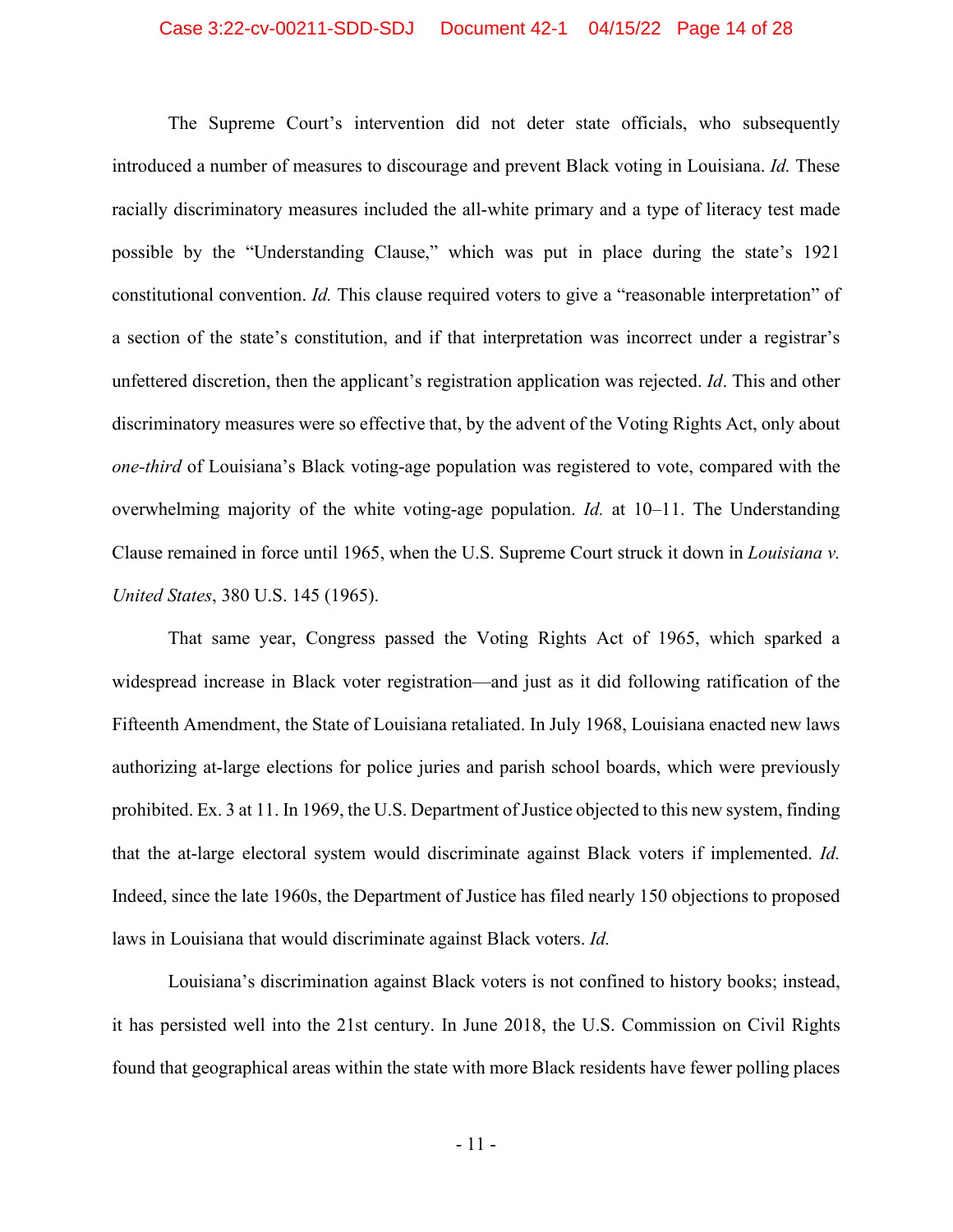The Supreme Court's intervention did not deter state officials, who subsequently introduced a number of measures to discourage and prevent Black voting in Louisiana. *Id.* These racially discriminatory measures included the all-white primary and a type of literacy test made possible by the "Understanding Clause," which was put in place during the state's 1921 constitutional convention. *Id.* This clause required voters to give a "reasonable interpretation" of a section of the state's constitution, and if that interpretation was incorrect under a registrar's unfettered discretion, then the applicant's registration application was rejected. *Id*. This and other discriminatory measures were so effective that, by the advent of the Voting Rights Act, only about *one-third* of Louisiana's Black voting-age population was registered to vote, compared with the overwhelming majority of the white voting-age population. *Id.* at 10–11. The Understanding Clause remained in force until 1965, when the U.S. Supreme Court struck it down in *Louisiana v. United States*, 380 U.S. 145 (1965).

That same year, Congress passed the Voting Rights Act of 1965, which sparked a widespread increase in Black voter registration—and just as it did following ratification of the Fifteenth Amendment, the State of Louisiana retaliated. In July 1968, Louisiana enacted new laws authorizing at-large elections for police juries and parish school boards, which were previously prohibited. Ex. 3 at 11. In 1969, the U.S. Department of Justice objected to this new system, finding that the at-large electoral system would discriminate against Black voters if implemented. *Id.* Indeed, since the late 1960s, the Department of Justice has filed nearly 150 objections to proposed laws in Louisiana that would discriminate against Black voters. *Id.*

Louisiana's discrimination against Black voters is not confined to history books; instead, it has persisted well into the 21st century. In June 2018, the U.S. Commission on Civil Rights found that geographical areas within the state with more Black residents have fewer polling places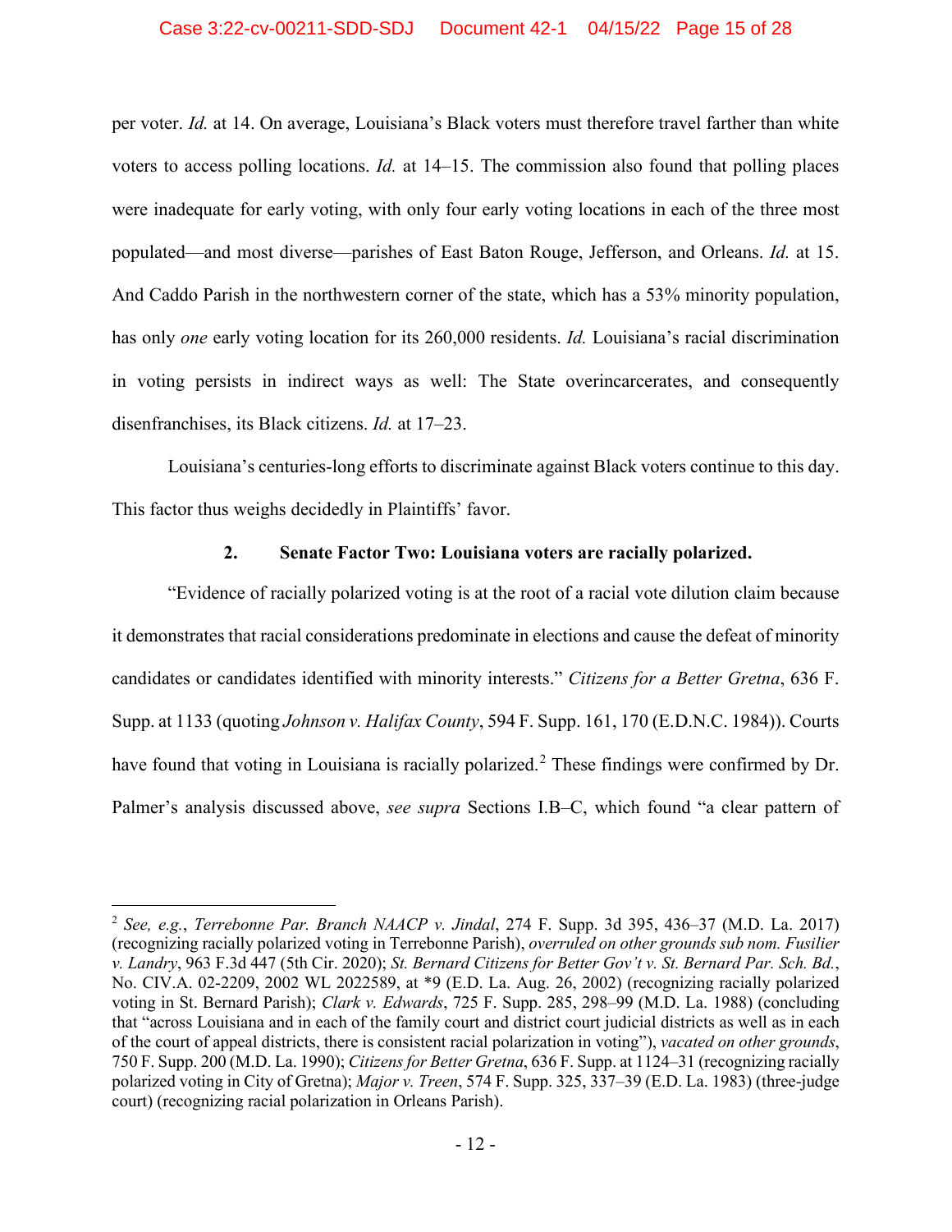per voter. *Id.* at 14. On average, Louisiana's Black voters must therefore travel farther than white voters to access polling locations. *Id.* at 14–15. The commission also found that polling places were inadequate for early voting, with only four early voting locations in each of the three most populated—and most diverse—parishes of East Baton Rouge, Jefferson, and Orleans. *Id.* at 15. And Caddo Parish in the northwestern corner of the state, which has a 53% minority population, has only *one* early voting location for its 260,000 residents. *Id.* Louisiana's racial discrimination in voting persists in indirect ways as well: The State overincarcerates, and consequently disenfranchises, its Black citizens. *Id.* at 17–23.

Louisiana's centuries-long efforts to discriminate against Black voters continue to this day. This factor thus weighs decidedly in Plaintiffs' favor.

### 2. Senate Factor Two: Louisiana voters are racially polarized.

"Evidence of racially polarized voting is at the root of a racial vote dilution claim because it demonstrates that racial considerations predominate in elections and cause the defeat of minority candidates or candidates identified with minority interests." *Citizens for a Better Gretna*, 636 F. Supp. at 1133 (quoting *Johnson v. Halifax County*, 594 F. Supp. 161, 170 (E.D.N.C. 1984)). Courts have found that voting in Louisiana is racially polarized.[2] These findings were confirmed by Dr. Palmer's analysis discussed above, *see supra* Sections I.B–C, which found "a clear pattern of

---

[2] *See, e.g.*, *Terrebonne Par. Branch NAACP v. Jindal*, 274 F. Supp. 3d 395, 436–37 (M.D. La. 2017) (recognizing racially polarized voting in Terrebonne Parish), *overruled on other grounds sub nom. Fusilier v. Landry*, 963 F.3d 447 (5th Cir. 2020); *St. Bernard Citizens for Better Gov't v. St. Bernard Par. Sch. Bd.*, No. CIV.A. 02-2209, 2002 WL 2022589, at *9 (E.D. La. Aug. 26, 2002) (recognizing racially polarized voting in St. Bernard Parish); *Clark v. Edwards*, 725 F. Supp. 285, 298–99 (M.D. La. 1988) (concluding that "across Louisiana and in each of the family court and district court judicial districts as well as in each of the court of appeal districts, there is consistent racial polarization in voting"), *vacated on other grounds*, 750 F. Supp. 200 (M.D. La. 1990); *Citizens for Better Gretna*, 636 F. Supp. at 1124–31 (recognizing racially polarized voting in City of Gretna); *Major v. Treen*, 574 F. Supp. 325, 337–39 (E.D. La. 1983) (three-judge court) (recognizing racial polarization in Orleans Parish).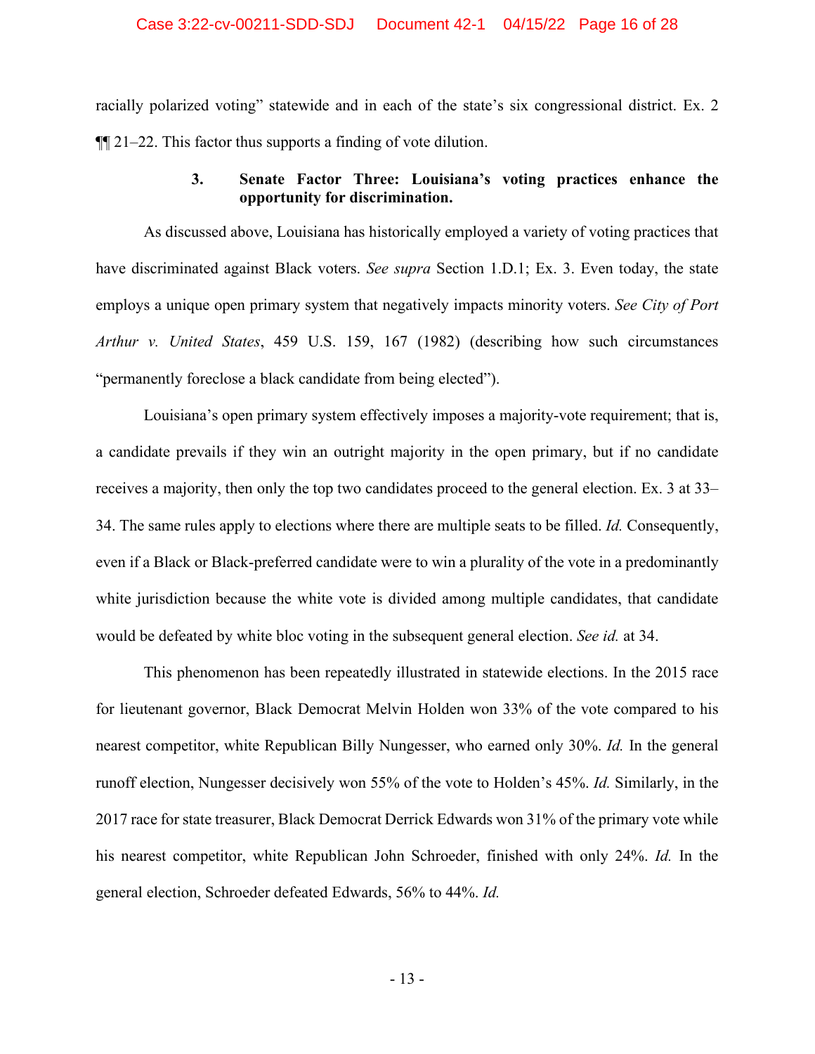racially polarized voting" statewide and in each of the state's six congressional district. Ex. 2 ¶¶ 21–22. This factor thus supports a finding of vote dilution.

### 3. Senate Factor Three: Louisiana's voting practices enhance the opportunity for discrimination.

As discussed above, Louisiana has historically employed a variety of voting practices that have discriminated against Black voters. *See supra* Section 1.D.1; Ex. 3. Even today, the state employs a unique open primary system that negatively impacts minority voters. *See City of Port Arthur v. United States*, 459 U.S. 159, 167 (1982) (describing how such circumstances "permanently foreclose a black candidate from being elected").

Louisiana's open primary system effectively imposes a majority-vote requirement; that is, a candidate prevails if they win an outright majority in the open primary, but if no candidate receives a majority, then only the top two candidates proceed to the general election. Ex. 3 at 33–34. The same rules apply to elections where there are multiple seats to be filled. *Id.* Consequently, even if a Black or Black-preferred candidate were to win a plurality of the vote in a predominantly white jurisdiction because the white vote is divided among multiple candidates, that candidate would be defeated by white bloc voting in the subsequent general election. *See id.* at 34.

This phenomenon has been repeatedly illustrated in statewide elections. In the 2015 race for lieutenant governor, Black Democrat Melvin Holden won 33% of the vote compared to his nearest competitor, white Republican Billy Nungesser, who earned only 30%. *Id.* In the general runoff election, Nungesser decisively won 55% of the vote to Holden's 45%. *Id.* Similarly, in the 2017 race for state treasurer, Black Democrat Derrick Edwards won 31% of the primary vote while his nearest competitor, white Republican John Schroeder, finished with only 24%. *Id.* In the general election, Schroeder defeated Edwards, 56% to 44%. *Id.*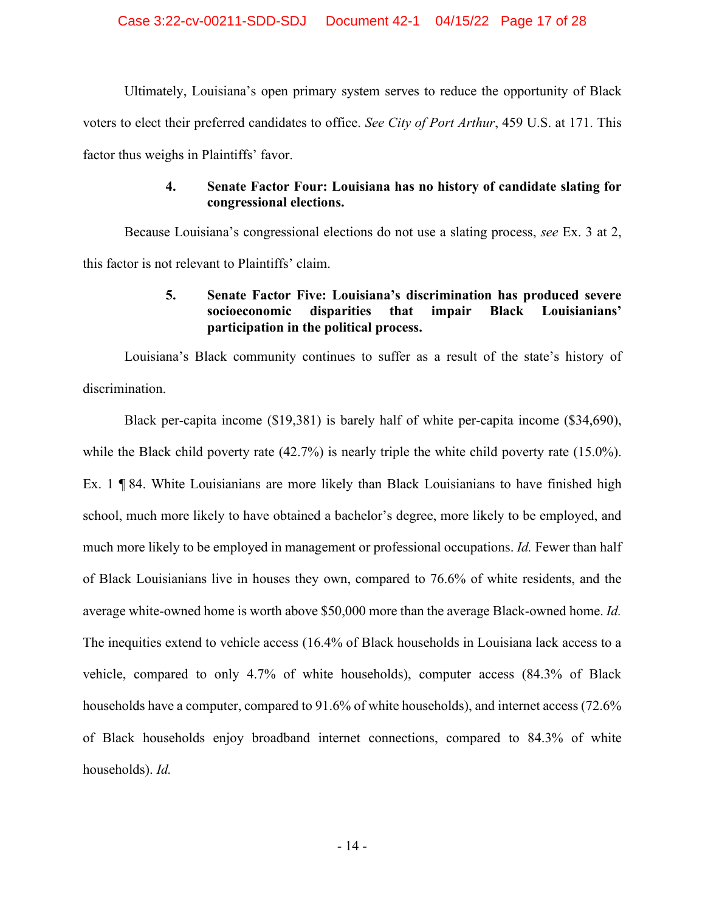Ultimately, Louisiana's open primary system serves to reduce the opportunity of Black voters to elect their preferred candidates to office. *See City of Port Arthur*, 459 U.S. at 171. This factor thus weighs in Plaintiffs' favor.

#### 4. Senate Factor Four: Louisiana has no history of candidate slating for congressional elections.

Because Louisiana's congressional elections do not use a slating process, *see* Ex. 3 at 2, this factor is not relevant to Plaintiffs' claim.

#### 5. Senate Factor Five: Louisiana's discrimination has produced severe socioeconomic disparities that impair Black Louisianians' participation in the political process.

Louisiana's Black community continues to suffer as a result of the state's history of discrimination.

Black per-capita income ($19,381) is barely half of white per-capita income ($34,690), while the Black child poverty rate (42.7%) is nearly triple the white child poverty rate (15.0%). Ex. 1 ¶ 84. White Louisianians are more likely than Black Louisianians to have finished high school, much more likely to have obtained a bachelor's degree, more likely to be employed, and much more likely to be employed in management or professional occupations. *Id.* Fewer than half of Black Louisianians live in houses they own, compared to 76.6% of white residents, and the average white-owned home is worth above $50,000 more than the average Black-owned home. *Id.* The inequities extend to vehicle access (16.4% of Black households in Louisiana lack access to a vehicle, compared to only 4.7% of white households), computer access (84.3% of Black households have a computer, compared to 91.6% of white households), and internet access (72.6% of Black households enjoy broadband internet connections, compared to 84.3% of white households). *Id.*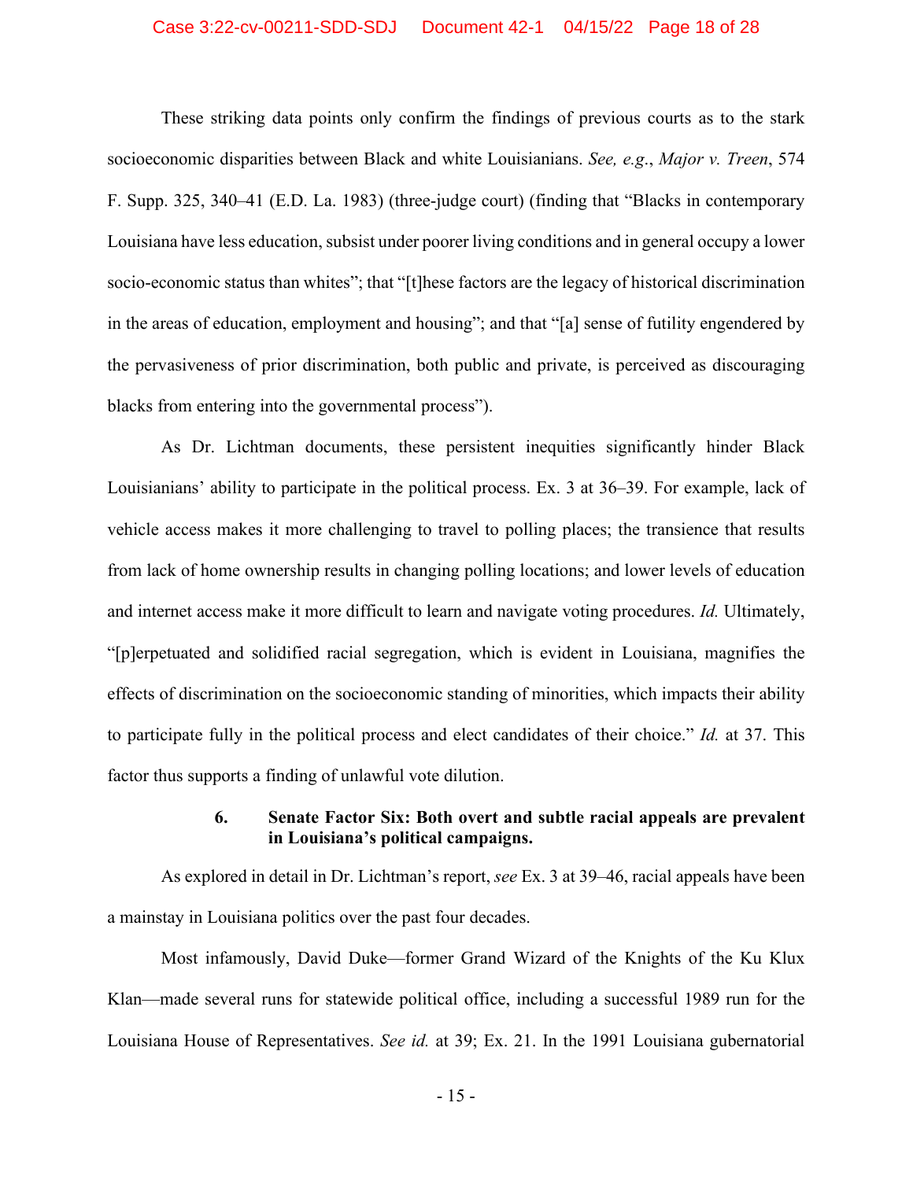These striking data points only confirm the findings of previous courts as to the stark socioeconomic disparities between Black and white Louisianians. *See, e.g.*, *Major v. Treen*, 574 F. Supp. 325, 340–41 (E.D. La. 1983) (three-judge court) (finding that "Blacks in contemporary Louisiana have less education, subsist under poorer living conditions and in general occupy a lower socio-economic status than whites"; that "[t]hese factors are the legacy of historical discrimination in the areas of education, employment and housing"; and that "[a] sense of futility engendered by the pervasiveness of prior discrimination, both public and private, is perceived as discouraging blacks from entering into the governmental process").

As Dr. Lichtman documents, these persistent inequities significantly hinder Black Louisianians' ability to participate in the political process. Ex. 3 at 36–39. For example, lack of vehicle access makes it more challenging to travel to polling places; the transience that results from lack of home ownership results in changing polling locations; and lower levels of education and internet access make it more difficult to learn and navigate voting procedures. *Id.* Ultimately, "[p]erpetuated and solidified racial segregation, which is evident in Louisiana, magnifies the effects of discrimination on the socioeconomic standing of minorities, which impacts their ability to participate fully in the political process and elect candidates of their choice." *Id.* at 37. This factor thus supports a finding of unlawful vote dilution.

#### 6. Senate Factor Six: Both overt and subtle racial appeals are prevalent in Louisiana's political campaigns.

As explored in detail in Dr. Lichtman's report, *see* Ex. 3 at 39–46, racial appeals have been a mainstay in Louisiana politics over the past four decades.

Most infamously, David Duke—former Grand Wizard of the Knights of the Ku Klux Klan—made several runs for statewide political office, including a successful 1989 run for the Louisiana House of Representatives. *See id.* at 39; Ex. 21. In the 1991 Louisiana gubernatorial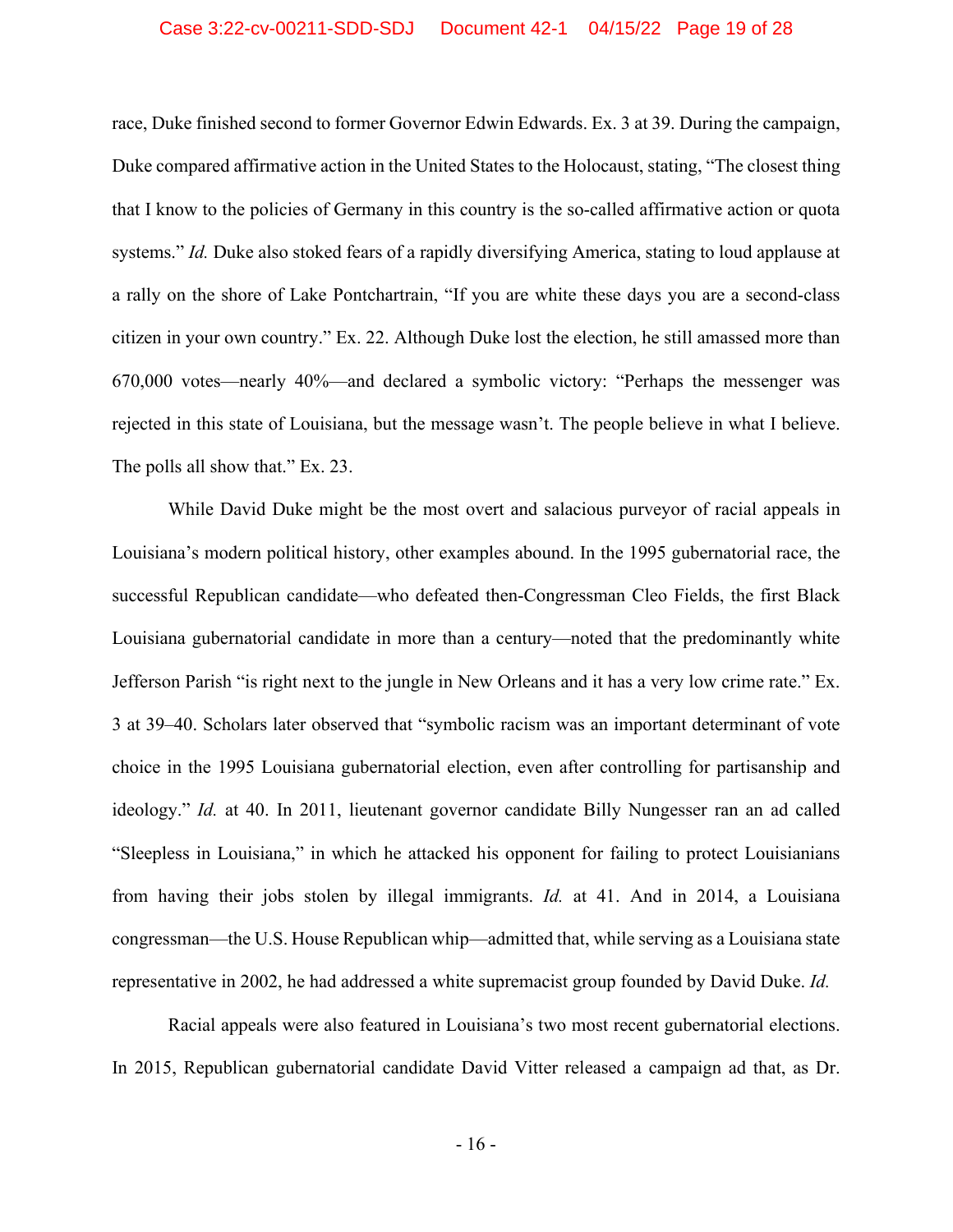race, Duke finished second to former Governor Edwin Edwards. Ex. 3 at 39. During the campaign, Duke compared affirmative action in the United States to the Holocaust, stating, "The closest thing that I know to the policies of Germany in this country is the so-called affirmative action or quota systems." *Id.* Duke also stoked fears of a rapidly diversifying America, stating to loud applause at a rally on the shore of Lake Pontchartrain, "If you are white these days you are a second-class citizen in your own country." Ex. 22. Although Duke lost the election, he still amassed more than 670,000 votes—nearly 40%—and declared a symbolic victory: "Perhaps the messenger was rejected in this state of Louisiana, but the message wasn't. The people believe in what I believe. The polls all show that." Ex. 23.

While David Duke might be the most overt and salacious purveyor of racial appeals in Louisiana's modern political history, other examples abound. In the 1995 gubernatorial race, the successful Republican candidate—who defeated then-Congressman Cleo Fields, the first Black Louisiana gubernatorial candidate in more than a century—noted that the predominantly white Jefferson Parish "is right next to the jungle in New Orleans and it has a very low crime rate." Ex. 3 at 39–40. Scholars later observed that "symbolic racism was an important determinant of vote choice in the 1995 Louisiana gubernatorial election, even after controlling for partisanship and ideology." *Id.* at 40. In 2011, lieutenant governor candidate Billy Nungesser ran an ad called "Sleepless in Louisiana," in which he attacked his opponent for failing to protect Louisianians from having their jobs stolen by illegal immigrants. *Id.* at 41. And in 2014, a Louisiana congressman—the U.S. House Republican whip—admitted that, while serving as a Louisiana state representative in 2002, he had addressed a white supremacist group founded by David Duke. *Id.*

Racial appeals were also featured in Louisiana's two most recent gubernatorial elections. In 2015, Republican gubernatorial candidate David Vitter released a campaign ad that, as Dr.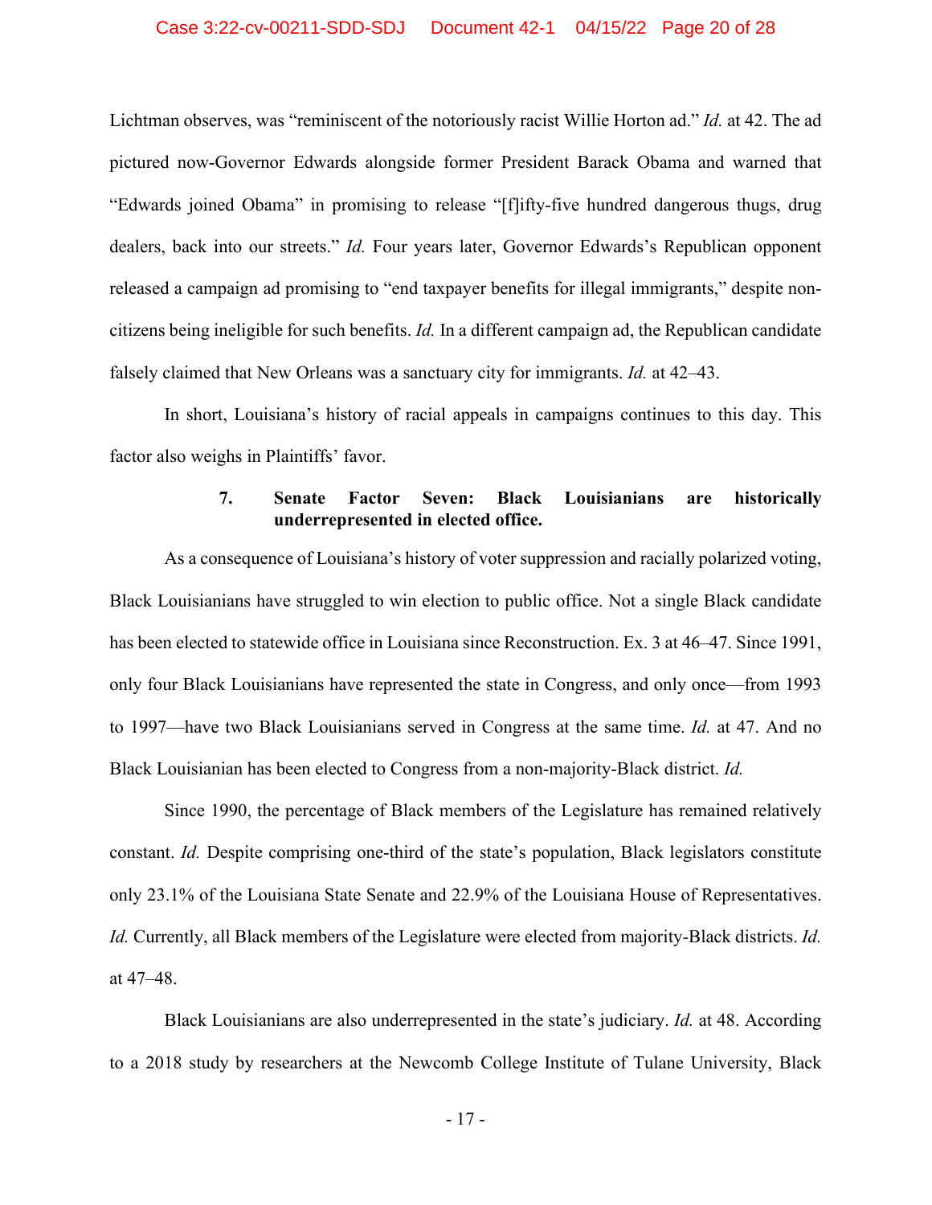Lichtman observes, was "reminiscent of the notoriously racist Willie Horton ad." *Id.* at 42. The ad pictured now-Governor Edwards alongside former President Barack Obama and warned that "Edwards joined Obama" in promising to release "[f]ifty-five hundred dangerous thugs, drug dealers, back into our streets." *Id.* Four years later, Governor Edwards's Republican opponent released a campaign ad promising to "end taxpayer benefits for illegal immigrants," despite non-citizens being ineligible for such benefits. *Id.* In a different campaign ad, the Republican candidate falsely claimed that New Orleans was a sanctuary city for immigrants. *Id.* at 42–43.

In short, Louisiana's history of racial appeals in campaigns continues to this day. This factor also weighs in Plaintiffs' favor.

#### 7. Senate Factor Seven: Black Louisianians are historically underrepresented in elected office.

As a consequence of Louisiana's history of voter suppression and racially polarized voting, Black Louisianians have struggled to win election to public office. Not a single Black candidate has been elected to statewide office in Louisiana since Reconstruction. Ex. 3 at 46–47. Since 1991, only four Black Louisianians have represented the state in Congress, and only once—from 1993 to 1997—have two Black Louisianians served in Congress at the same time. *Id.* at 47. And no Black Louisianian has been elected to Congress from a non-majority-Black district. *Id.*

Since 1990, the percentage of Black members of the Legislature has remained relatively constant. *Id.* Despite comprising one-third of the state's population, Black legislators constitute only 23.1% of the Louisiana State Senate and 22.9% of the Louisiana House of Representatives. *Id.* Currently, all Black members of the Legislature were elected from majority-Black districts. *Id.* at 47–48.

Black Louisianians are also underrepresented in the state's judiciary. *Id.* at 48. According to a 2018 study by researchers at the Newcomb College Institute of Tulane University, Black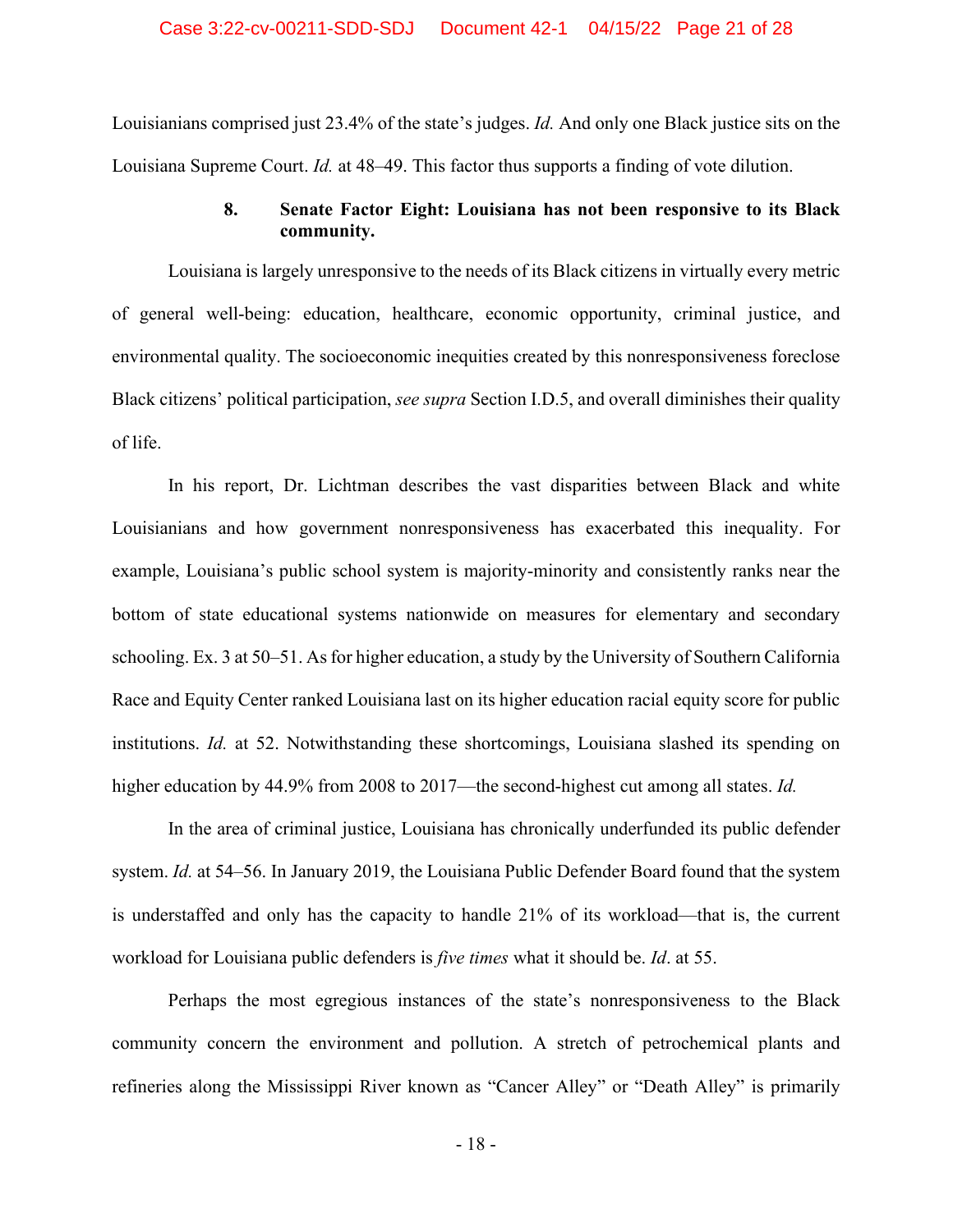Louisianians comprised just 23.4% of the state's judges. *Id.* And only one Black justice sits on the Louisiana Supreme Court. *Id.* at 48–49. This factor thus supports a finding of vote dilution.

#### 8. Senate Factor Eight: Louisiana has not been responsive to its Black community.

Louisiana is largely unresponsive to the needs of its Black citizens in virtually every metric of general well-being: education, healthcare, economic opportunity, criminal justice, and environmental quality. The socioeconomic inequities created by this nonresponsiveness foreclose Black citizens' political participation, *see supra* Section I.D.5, and overall diminishes their quality of life.

In his report, Dr. Lichtman describes the vast disparities between Black and white Louisianians and how government nonresponsiveness has exacerbated this inequality. For example, Louisiana's public school system is majority-minority and consistently ranks near the bottom of state educational systems nationwide on measures for elementary and secondary schooling. Ex. 3 at 50–51. As for higher education, a study by the University of Southern California Race and Equity Center ranked Louisiana last on its higher education racial equity score for public institutions. *Id.* at 52. Notwithstanding these shortcomings, Louisiana slashed its spending on higher education by 44.9% from 2008 to 2017—the second-highest cut among all states. *Id.*

In the area of criminal justice, Louisiana has chronically underfunded its public defender system. *Id.* at 54–56. In January 2019, the Louisiana Public Defender Board found that the system is understaffed and only has the capacity to handle 21% of its workload—that is, the current workload for Louisiana public defenders is *five times* what it should be. *Id*. at 55.

Perhaps the most egregious instances of the state's nonresponsiveness to the Black community concern the environment and pollution. A stretch of petrochemical plants and refineries along the Mississippi River known as "Cancer Alley" or "Death Alley" is primarily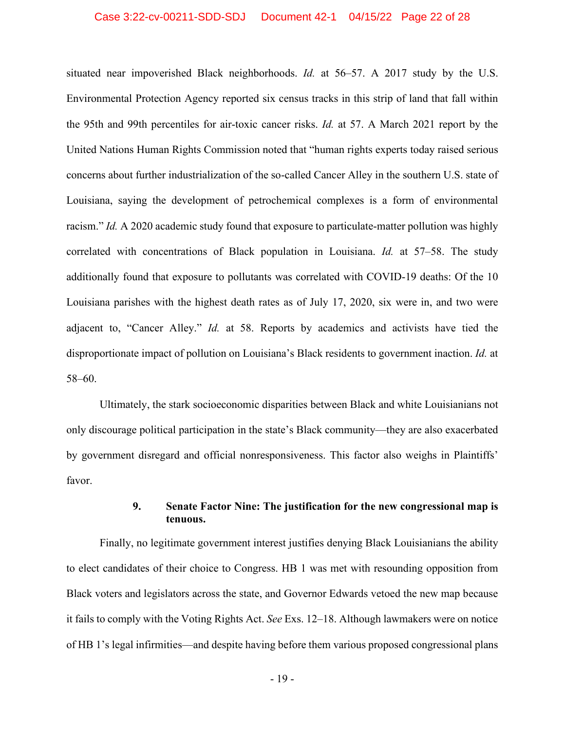situated near impoverished Black neighborhoods. *Id.* at 56–57. A 2017 study by the U.S. Environmental Protection Agency reported six census tracks in this strip of land that fall within the 95th and 99th percentiles for air-toxic cancer risks. *Id.* at 57. A March 2021 report by the United Nations Human Rights Commission noted that "human rights experts today raised serious concerns about further industrialization of the so-called Cancer Alley in the southern U.S. state of Louisiana, saying the development of petrochemical complexes is a form of environmental racism." *Id.* A 2020 academic study found that exposure to particulate-matter pollution was highly correlated with concentrations of Black population in Louisiana. *Id.* at 57–58. The study additionally found that exposure to pollutants was correlated with COVID-19 deaths: Of the 10 Louisiana parishes with the highest death rates as of July 17, 2020, six were in, and two were adjacent to, "Cancer Alley." *Id.* at 58. Reports by academics and activists have tied the disproportionate impact of pollution on Louisiana's Black residents to government inaction. *Id.* at 58–60.

Ultimately, the stark socioeconomic disparities between Black and white Louisianians not only discourage political participation in the state's Black community—they are also exacerbated by government disregard and official nonresponsiveness. This factor also weighs in Plaintiffs' favor.

**9. Senate Factor Nine: The justification for the new congressional map is tenuous.**

Finally, no legitimate government interest justifies denying Black Louisianians the ability to elect candidates of their choice to Congress. HB 1 was met with resounding opposition from Black voters and legislators across the state, and Governor Edwards vetoed the new map because it fails to comply with the Voting Rights Act. *See* Exs. 12–18. Although lawmakers were on notice of HB 1's legal infirmities—and despite having before them various proposed congressional plans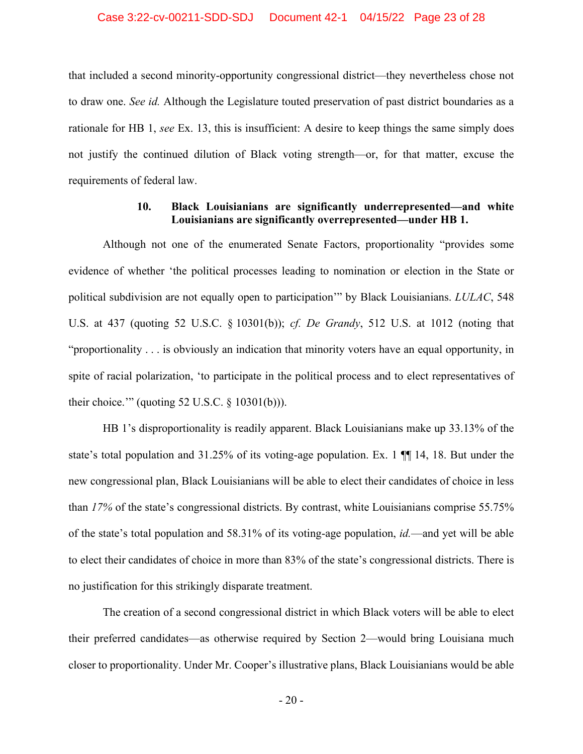that included a second minority-opportunity congressional district—they nevertheless chose not to draw one. *See id.* Although the Legislature touted preservation of past district boundaries as a rationale for HB 1, *see* Ex. 13, this is insufficient: A desire to keep things the same simply does not justify the continued dilution of Black voting strength—or, for that matter, excuse the requirements of federal law.

### 10. Black Louisianians are significantly underrepresented—and white Louisianians are significantly overrepresented—under HB 1.

Although not one of the enumerated Senate Factors, proportionality "provides some evidence of whether 'the political processes leading to nomination or election in the State or political subdivision are not equally open to participation'" by Black Louisianians. *LULAC*, 548 U.S. at 437 (quoting 52 U.S.C. § 10301(b)); *cf. De Grandy*, 512 U.S. at 1012 (noting that "proportionality . . . is obviously an indication that minority voters have an equal opportunity, in spite of racial polarization, 'to participate in the political process and to elect representatives of their choice.'" (quoting 52 U.S.C. § 10301(b))).

HB 1's disproportionality is readily apparent. Black Louisianians make up 33.13% of the state's total population and 31.25% of its voting-age population. Ex. 1 ¶¶ 14, 18. But under the new congressional plan, Black Louisianians will be able to elect their candidates of choice in less than *17%* of the state's congressional districts. By contrast, white Louisianians comprise 55.75% of the state's total population and 58.31% of its voting-age population, *id.*—and yet will be able to elect their candidates of choice in more than 83% of the state's congressional districts. There is no justification for this strikingly disparate treatment.

The creation of a second congressional district in which Black voters will be able to elect their preferred candidates—as otherwise required by Section 2—would bring Louisiana much closer to proportionality. Under Mr. Cooper's illustrative plans, Black Louisianians would be able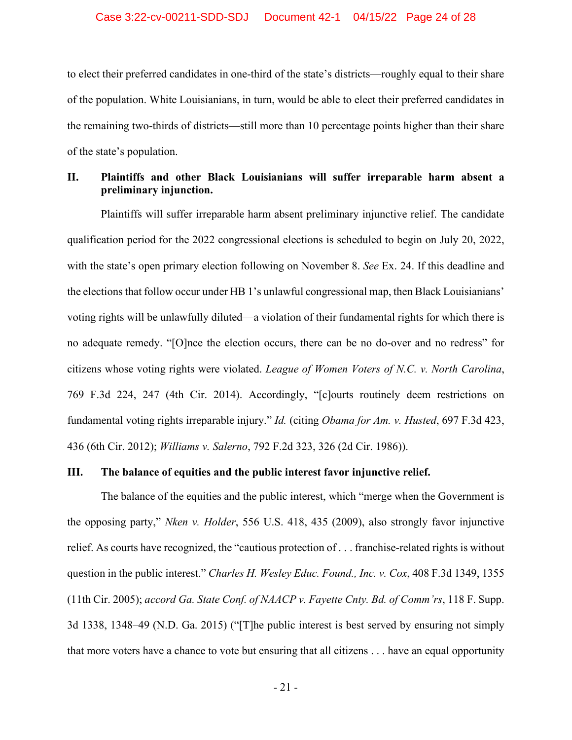to elect their preferred candidates in one-third of the state's districts—roughly equal to their share of the population. White Louisianians, in turn, would be able to elect their preferred candidates in the remaining two-thirds of districts—still more than 10 percentage points higher than their share of the state's population.

## II. Plaintiffs and other Black Louisianians will suffer irreparable harm absent a preliminary injunction.

Plaintiffs will suffer irreparable harm absent preliminary injunctive relief. The candidate qualification period for the 2022 congressional elections is scheduled to begin on July 20, 2022, with the state's open primary election following on November 8. *See* Ex. 24. If this deadline and the elections that follow occur under HB 1's unlawful congressional map, then Black Louisianians' voting rights will be unlawfully diluted—a violation of their fundamental rights for which there is no adequate remedy. "[O]nce the election occurs, there can be no do-over and no redress" for citizens whose voting rights were violated. *League of Women Voters of N.C. v. North Carolina*, 769 F.3d 224, 247 (4th Cir. 2014). Accordingly, "[c]ourts routinely deem restrictions on fundamental voting rights irreparable injury." *Id.* (citing *Obama for Am. v. Husted*, 697 F.3d 423, 436 (6th Cir. 2012); *Williams v. Salerno*, 792 F.2d 323, 326 (2d Cir. 1986)).

## III. The balance of equities and the public interest favor injunctive relief.

The balance of the equities and the public interest, which "merge when the Government is the opposing party," *Nken v. Holder*, 556 U.S. 418, 435 (2009), also strongly favor injunctive relief. As courts have recognized, the "cautious protection of . . . franchise-related rights is without question in the public interest." *Charles H. Wesley Educ. Found., Inc. v. Cox*, 408 F.3d 1349, 1355 (11th Cir. 2005); *accord Ga. State Conf. of NAACP v. Fayette Cnty. Bd. of Comm'rs*, 118 F. Supp. 3d 1338, 1348–49 (N.D. Ga. 2015) ("[T]he public interest is best served by ensuring not simply that more voters have a chance to vote but ensuring that all citizens . . . have an equal opportunity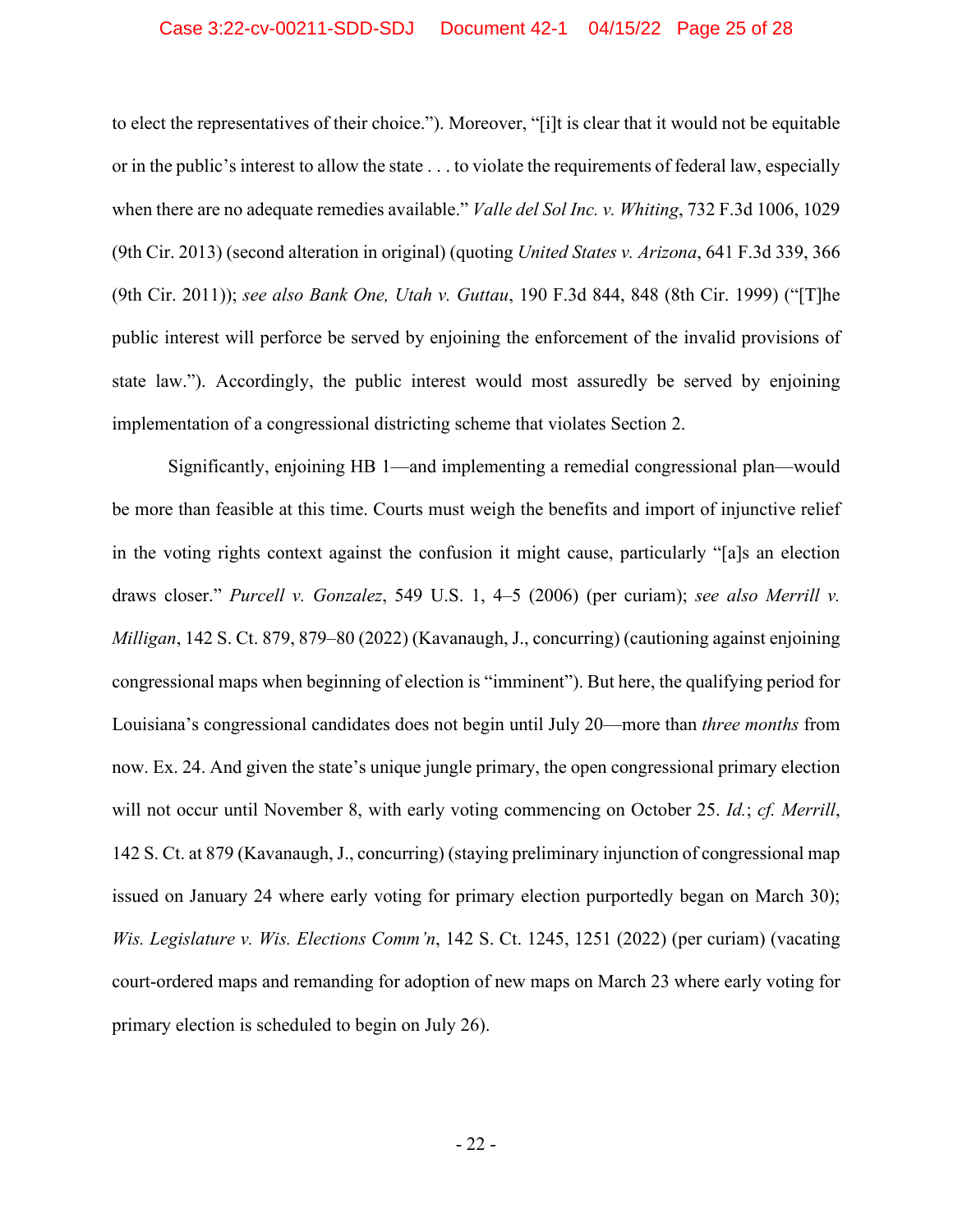to elect the representatives of their choice."). Moreover, "[i]t is clear that it would not be equitable or in the public's interest to allow the state . . . to violate the requirements of federal law, especially when there are no adequate remedies available." *Valle del Sol Inc. v. Whiting*, 732 F.3d 1006, 1029 (9th Cir. 2013) (second alteration in original) (quoting *United States v. Arizona*, 641 F.3d 339, 366 (9th Cir. 2011)); *see also Bank One, Utah v. Guttau*, 190 F.3d 844, 848 (8th Cir. 1999) ("[T]he public interest will perforce be served by enjoining the enforcement of the invalid provisions of state law."). Accordingly, the public interest would most assuredly be served by enjoining implementation of a congressional districting scheme that violates Section 2.

Significantly, enjoining HB 1—and implementing a remedial congressional plan—would be more than feasible at this time. Courts must weigh the benefits and import of injunctive relief in the voting rights context against the confusion it might cause, particularly "[a]s an election draws closer." *Purcell v. Gonzalez*, 549 U.S. 1, 4–5 (2006) (per curiam); *see also Merrill v. Milligan*, 142 S. Ct. 879, 879–80 (2022) (Kavanaugh, J., concurring) (cautioning against enjoining congressional maps when beginning of election is "imminent"). But here, the qualifying period for Louisiana's congressional candidates does not begin until July 20—more than *three months* from now. Ex. 24. And given the state's unique jungle primary, the open congressional primary election will not occur until November 8, with early voting commencing on October 25. *Id.*; *cf. Merrill*, 142 S. Ct. at 879 (Kavanaugh, J., concurring) (staying preliminary injunction of congressional map issued on January 24 where early voting for primary election purportedly began on March 30); *Wis. Legislature v. Wis. Elections Comm'n*, 142 S. Ct. 1245, 1251 (2022) (per curiam) (vacating court-ordered maps and remanding for adoption of new maps on March 23 where early voting for primary election is scheduled to begin on July 26).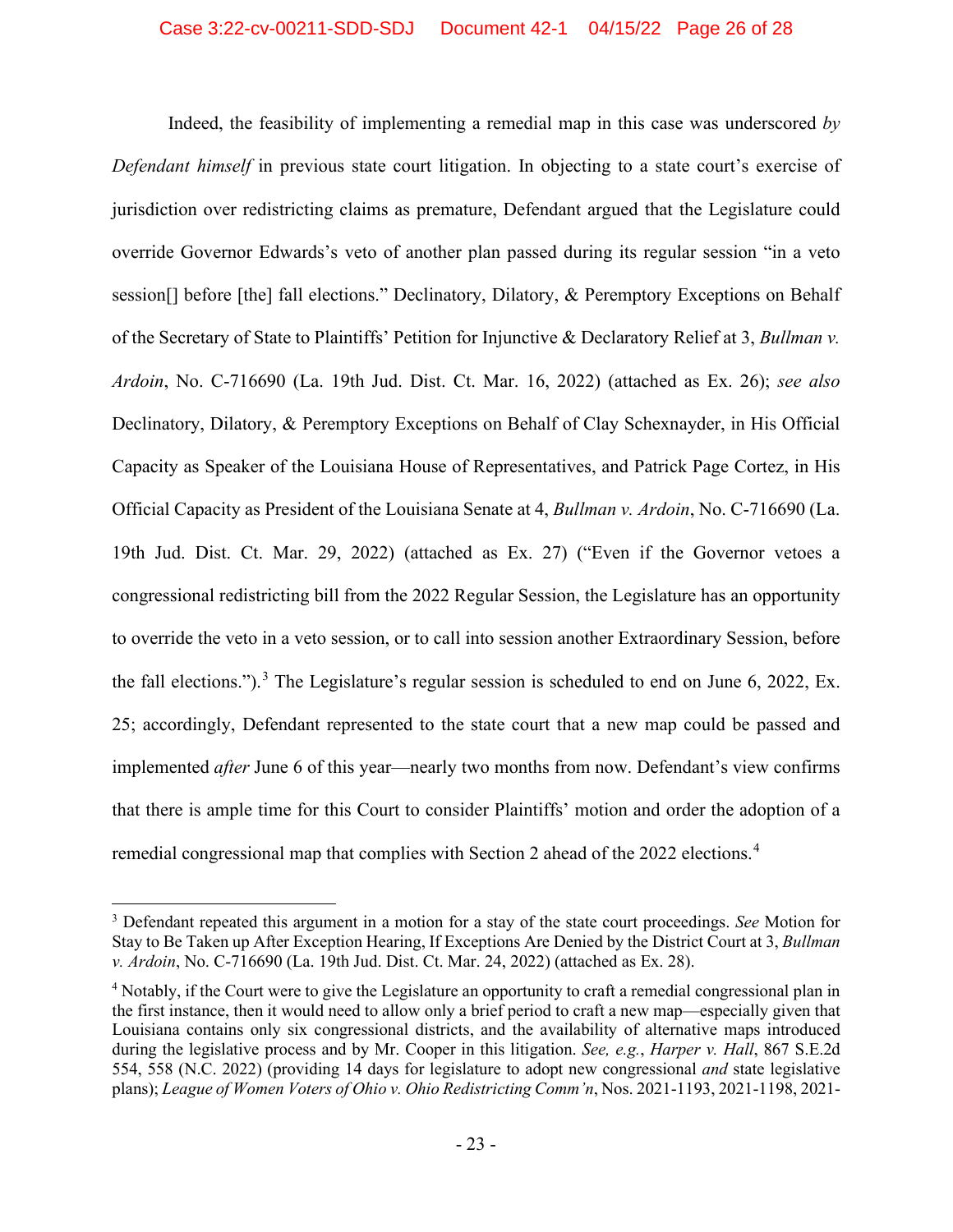Indeed, the feasibility of implementing a remedial map in this case was underscored *by Defendant himself* in previous state court litigation. In objecting to a state court's exercise of jurisdiction over redistricting claims as premature, Defendant argued that the Legislature could override Governor Edwards's veto of another plan passed during its regular session "in a veto session[] before [the] fall elections." Declinatory, Dilatory, & Peremptory Exceptions on Behalf of the Secretary of State to Plaintiffs' Petition for Injunctive & Declaratory Relief at 3, *Bullman v. Ardoin*, No. C-716690 (La. 19th Jud. Dist. Ct. Mar. 16, 2022) (attached as Ex. 26); *see also* Declinatory, Dilatory, & Peremptory Exceptions on Behalf of Clay Schexnayder, in His Official Capacity as Speaker of the Louisiana House of Representatives, and Patrick Page Cortez, in His Official Capacity as President of the Louisiana Senate at 4, *Bullman v. Ardoin*, No. C-716690 (La. 19th Jud. Dist. Ct. Mar. 29, 2022) (attached as Ex. 27) ("Even if the Governor vetoes a congressional redistricting bill from the 2022 Regular Session, the Legislature has an opportunity to override the veto in a veto session, or to call into session another Extraordinary Session, before the fall elections.").[3] The Legislature's regular session is scheduled to end on June 6, 2022, Ex. 25; accordingly, Defendant represented to the state court that a new map could be passed and implemented *after* June 6 of this year—nearly two months from now. Defendant's view confirms that there is ample time for this Court to consider Plaintiffs' motion and order the adoption of a remedial congressional map that complies with Section 2 ahead of the 2022 elections.[4]

---

[3] Defendant repeated this argument in a motion for a stay of the state court proceedings. *See* Motion for Stay to Be Taken up After Exception Hearing, If Exceptions Are Denied by the District Court at 3, *Bullman v. Ardoin*, No. C-716690 (La. 19th Jud. Dist. Ct. Mar. 24, 2022) (attached as Ex. 28).

[4] Notably, if the Court were to give the Legislature an opportunity to craft a remedial congressional plan in the first instance, then it would need to allow only a brief period to craft a new map—especially given that Louisiana contains only six congressional districts, and the availability of alternative maps introduced during the legislative process and by Mr. Cooper in this litigation. *See, e.g.*, *Harper v. Hall*, 867 S.E.2d 554, 558 (N.C. 2022) (providing 14 days for legislature to adopt new congressional *and* state legislative plans); *League of Women Voters of Ohio v. Ohio Redistricting Comm'n*, Nos. 2021-1193, 2021-1198, 2021-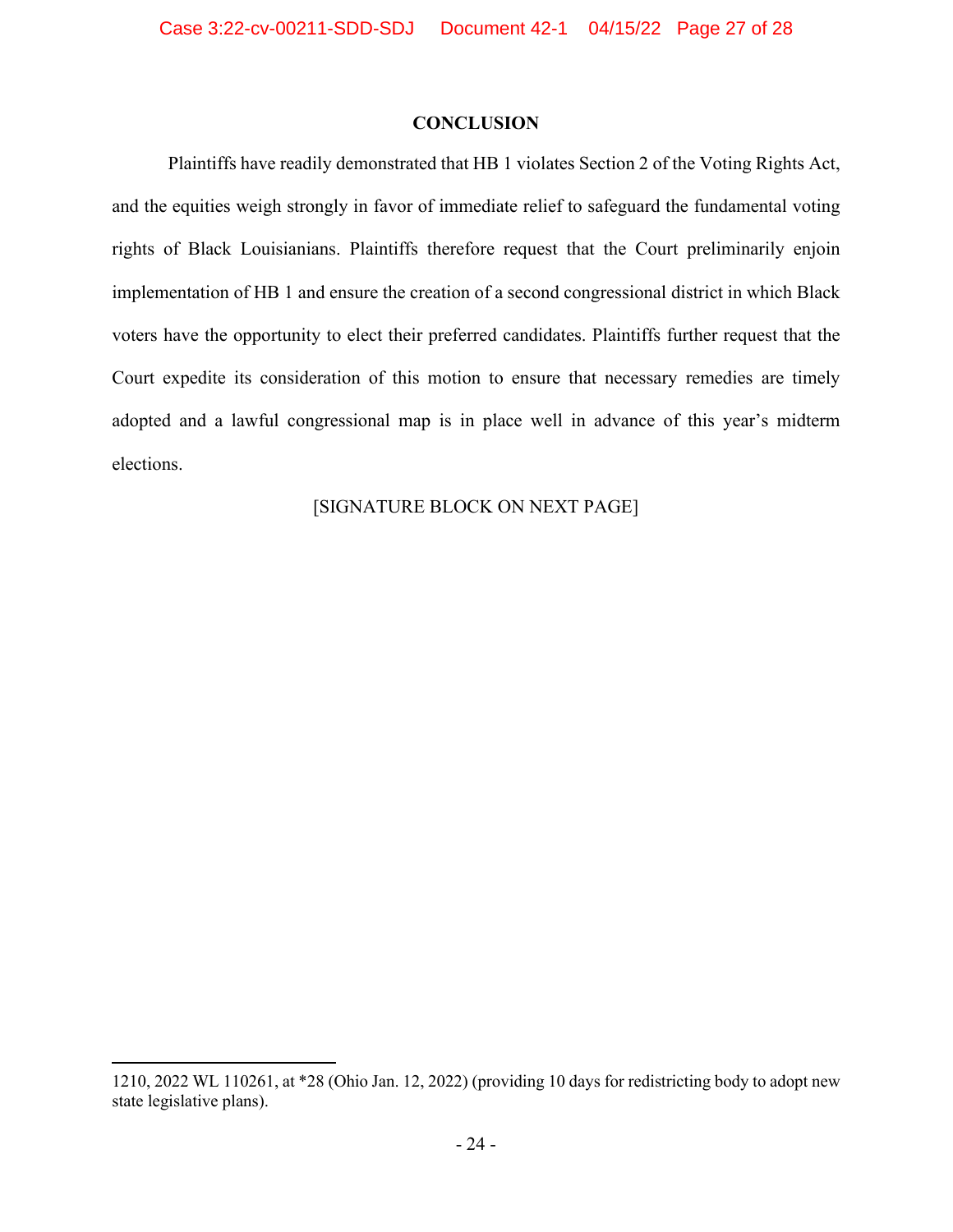## CONCLUSION

Plaintiffs have readily demonstrated that HB 1 violates Section 2 of the Voting Rights Act, and the equities weigh strongly in favor of immediate relief to safeguard the fundamental voting rights of Black Louisianians. Plaintiffs therefore request that the Court preliminarily enjoin implementation of HB 1 and ensure the creation of a second congressional district in which Black voters have the opportunity to elect their preferred candidates. Plaintiffs further request that the Court expedite its consideration of this motion to ensure that necessary remedies are timely adopted and a lawful congressional map is in place well in advance of this year's midterm elections.

[SIGNATURE BLOCK ON NEXT PAGE]

---

1210, 2022 WL 110261, at *28 (Ohio Jan. 12, 2022) (providing 10 days for redistricting body to adopt new state legislative plans).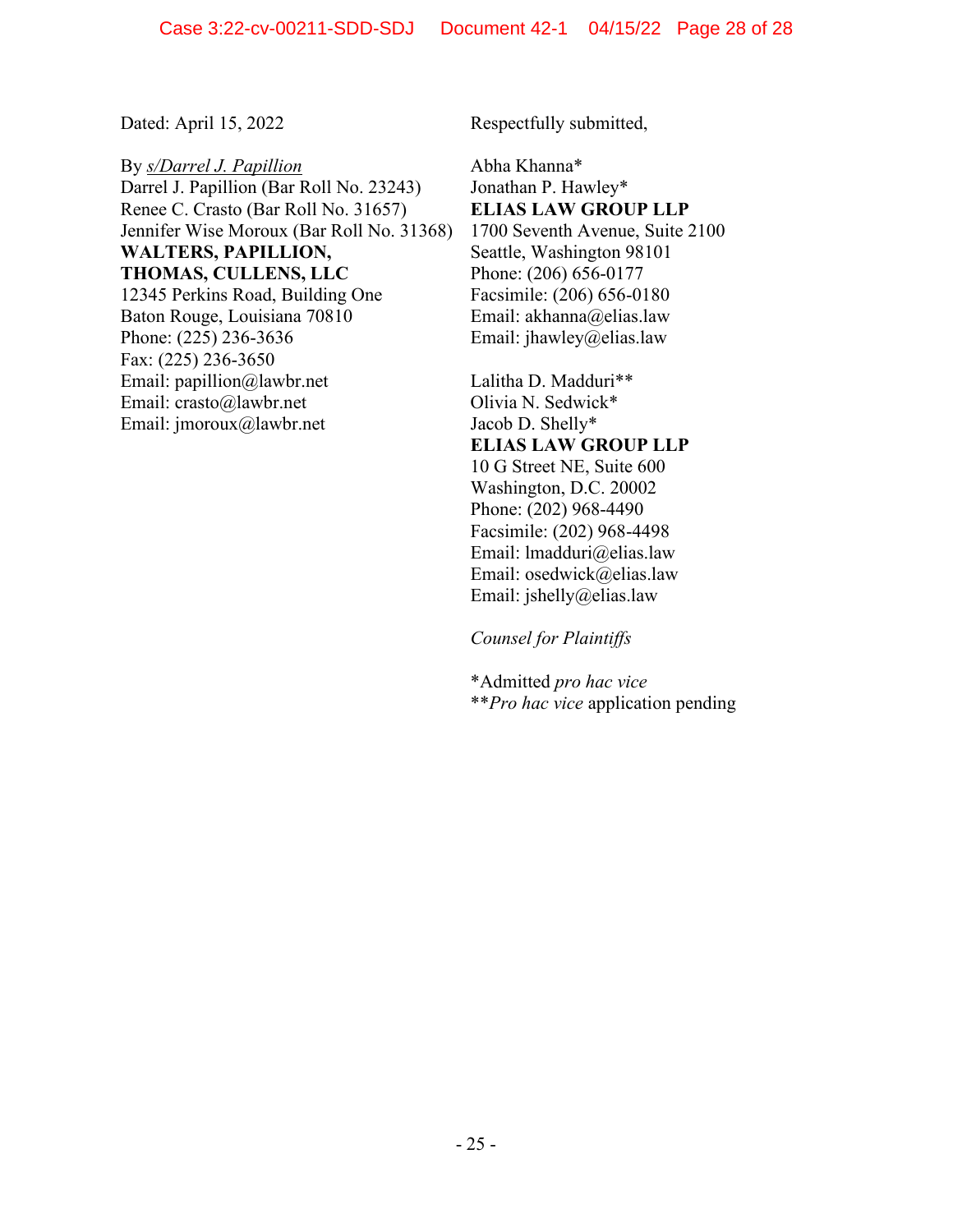Dated: April 15, 2022

By *s/Darrel J. Papillion*
Darrel J. Papillion (Bar Roll No. 23243)
Renee C. Crasto (Bar Roll No. 31657)
Jennifer Wise Moroux (Bar Roll No. 31368)
**WALTERS, PAPILLION, THOMAS, CULLENS, LLC**
12345 Perkins Road, Building One
Baton Rouge, Louisiana 70810
Phone: (225) 236-3636
Fax: (225) 236-3650
Email: papillion@lawbr.net
Email: crasto@lawbr.net
Email: jmoroux@lawbr.net

Respectfully submitted,

Abha Khanna*
Jonathan P. Hawley*
**ELIAS LAW GROUP LLP**
1700 Seventh Avenue, Suite 2100
Seattle, Washington 98101
Phone: (206) 656-0177
Facsimile: (206) 656-0180
Email: akhanna@elias.law
Email: jhawley@elias.law

Lalitha D. Madduri**
Olivia N. Sedwick*
Jacob D. Shelly*
**ELIAS LAW GROUP LLP**
10 G Street NE, Suite 600
Washington, D.C. 20002
Phone: (202) 968-4490
Facsimile: (202) 968-4498
Email: lmadduri@elias.law
Email: osedwick@elias.law
Email: jshelly@elias.law

*Counsel for Plaintiffs*

*Admitted *pro hac vice*
***Pro hac vice* application pending